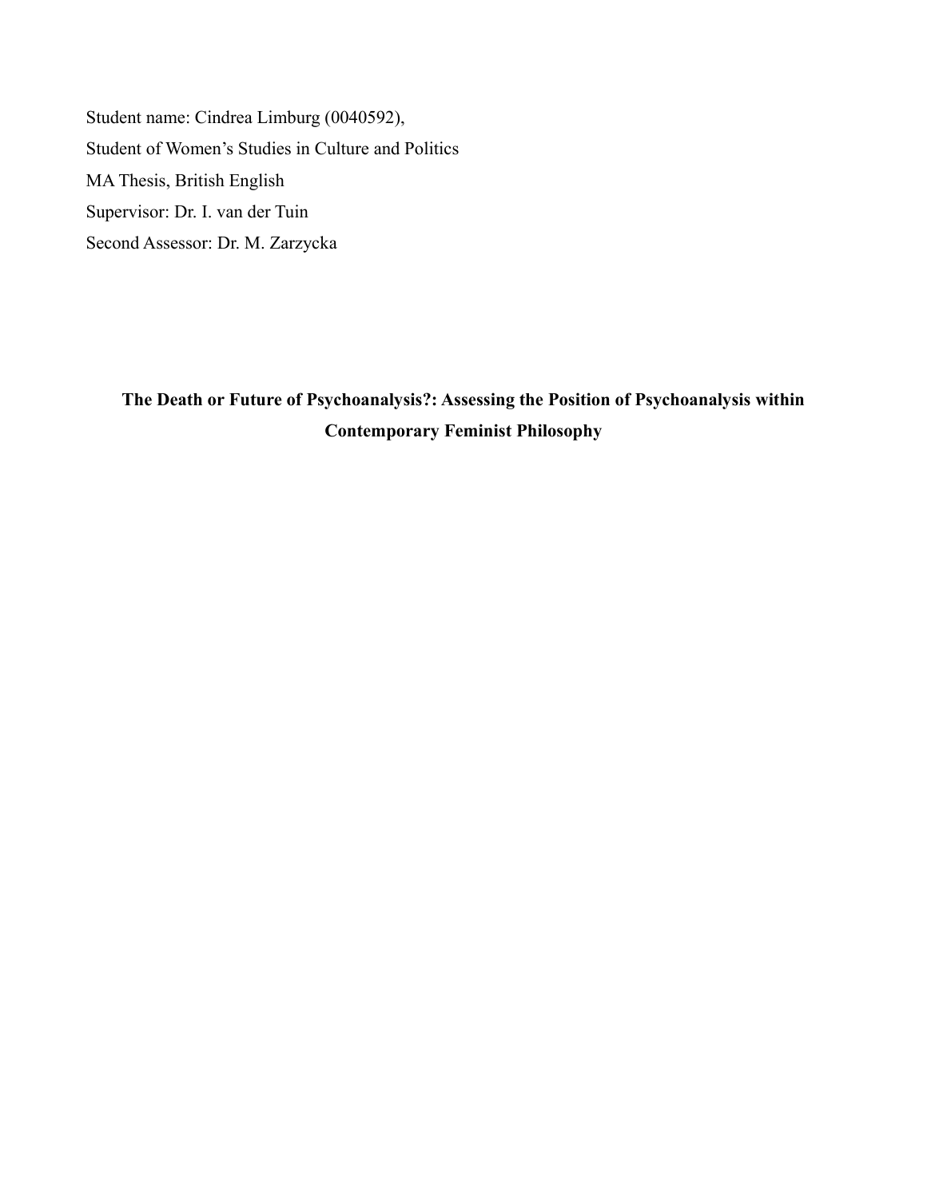Student name: Cindrea Limburg (0040592),

Student of Women's Studies in Culture and Politics

MA Thesis, British English

Supervisor: Dr. I. van der Tuin

Second Assessor: Dr. M. Zarzycka

# The Death or Future of Psychoanalysis?: Assessing the Position of Psychoanalysis within Contemporary Feminist Philosophy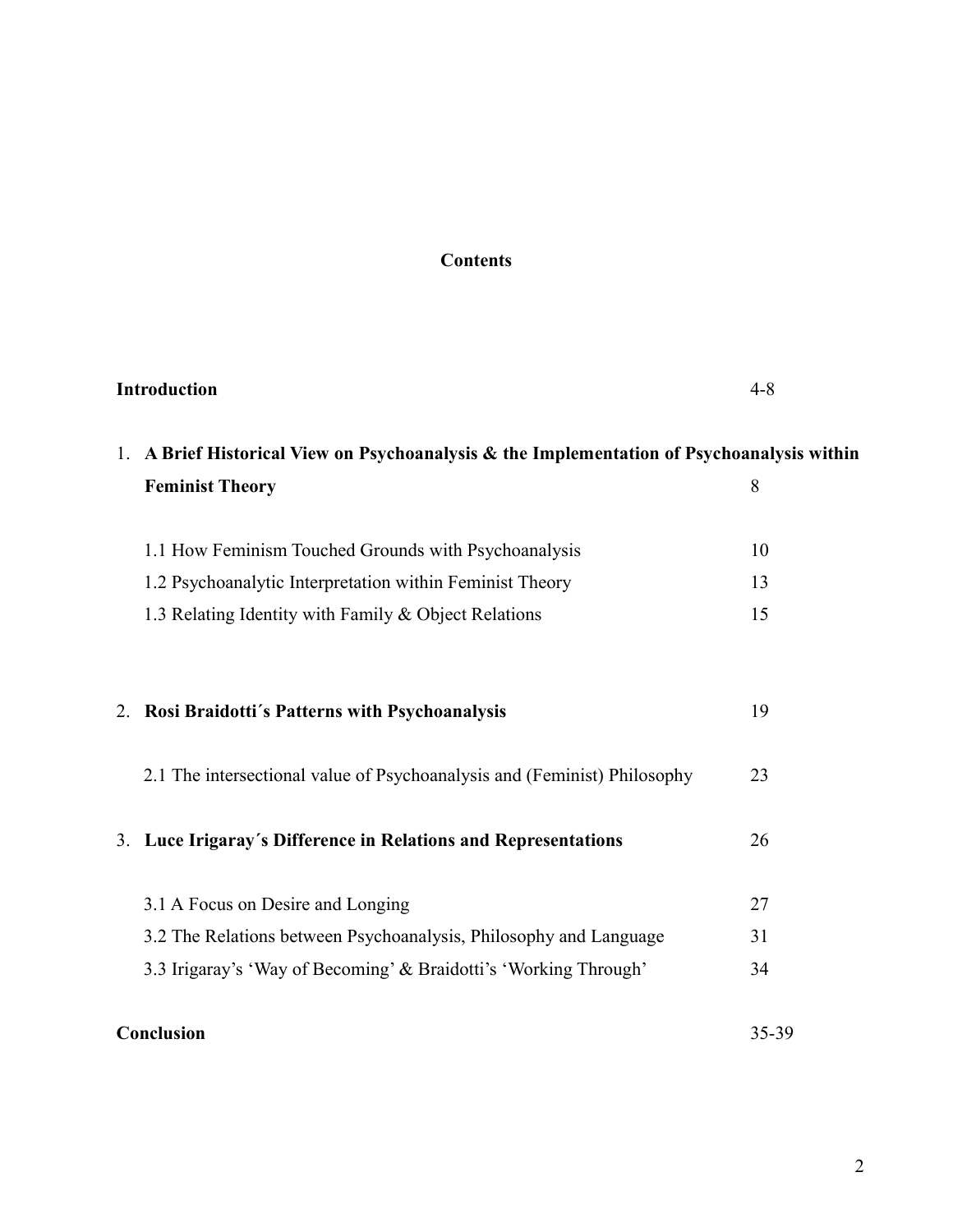# Contents

| | |
|---|---|
| **Introduction** | 4-8 |
| 1. **A Brief Historical View on Psychoanalysis & the Implementation of Psychoanalysis within Feminist Theory** | 8 |
| 1.1 How Feminism Touched Grounds with Psychoanalysis | 10 |
| 1.2 Psychoanalytic Interpretation within Feminist Theory | 13 |
| 1.3 Relating Identity with Family & Object Relations | 15 |
| 2. **Rosi Braidotti´s Patterns with Psychoanalysis** | 19 |
| 2.1 The intersectional value of Psychoanalysis and (Feminist) Philosophy | 23 |
| 3. **Luce Irigaray´s Difference in Relations and Representations** | 26 |
| 3.1 A Focus on Desire and Longing | 27 |
| 3.2 The Relations between Psychoanalysis, Philosophy and Language | 31 |
| 3.3 Irigaray's 'Way of Becoming' & Braidotti's 'Working Through' | 34 |
| **Conclusion** | 35-39 |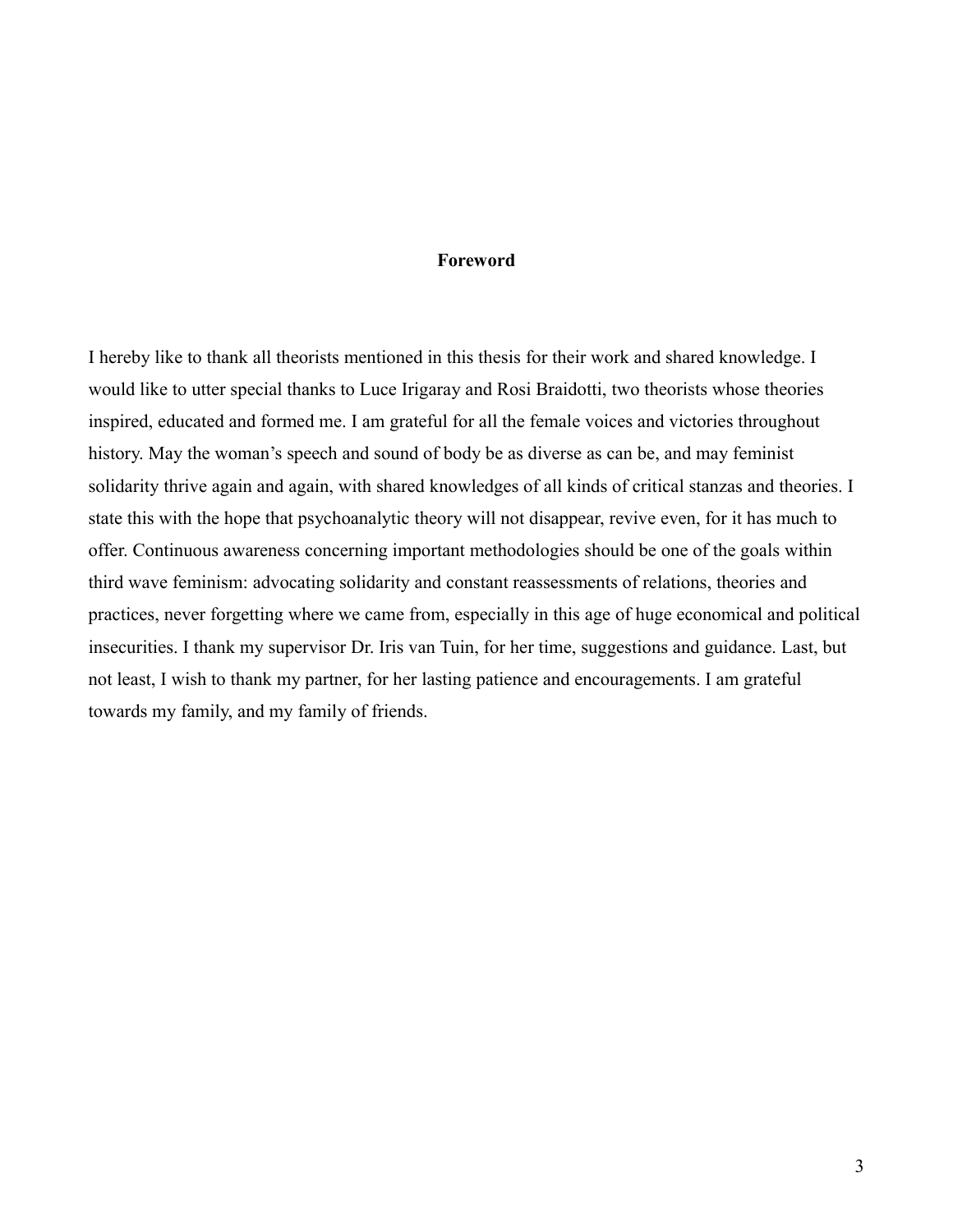## Foreword

I hereby like to thank all theorists mentioned in this thesis for their work and shared knowledge. I would like to utter special thanks to Luce Irigaray and Rosi Braidotti, two theorists whose theories inspired, educated and formed me. I am grateful for all the female voices and victories throughout history. May the woman's speech and sound of body be as diverse as can be, and may feminist solidarity thrive again and again, with shared knowledges of all kinds of critical stanzas and theories. I state this with the hope that psychoanalytic theory will not disappear, revive even, for it has much to offer. Continuous awareness concerning important methodologies should be one of the goals within third wave feminism: advocating solidarity and constant reassessments of relations, theories and practices, never forgetting where we came from, especially in this age of huge economical and political insecurities. I thank my supervisor Dr. Iris van Tuin, for her time, suggestions and guidance. Last, but not least, I wish to thank my partner, for her lasting patience and encouragements. I am grateful towards my family, and my family of friends.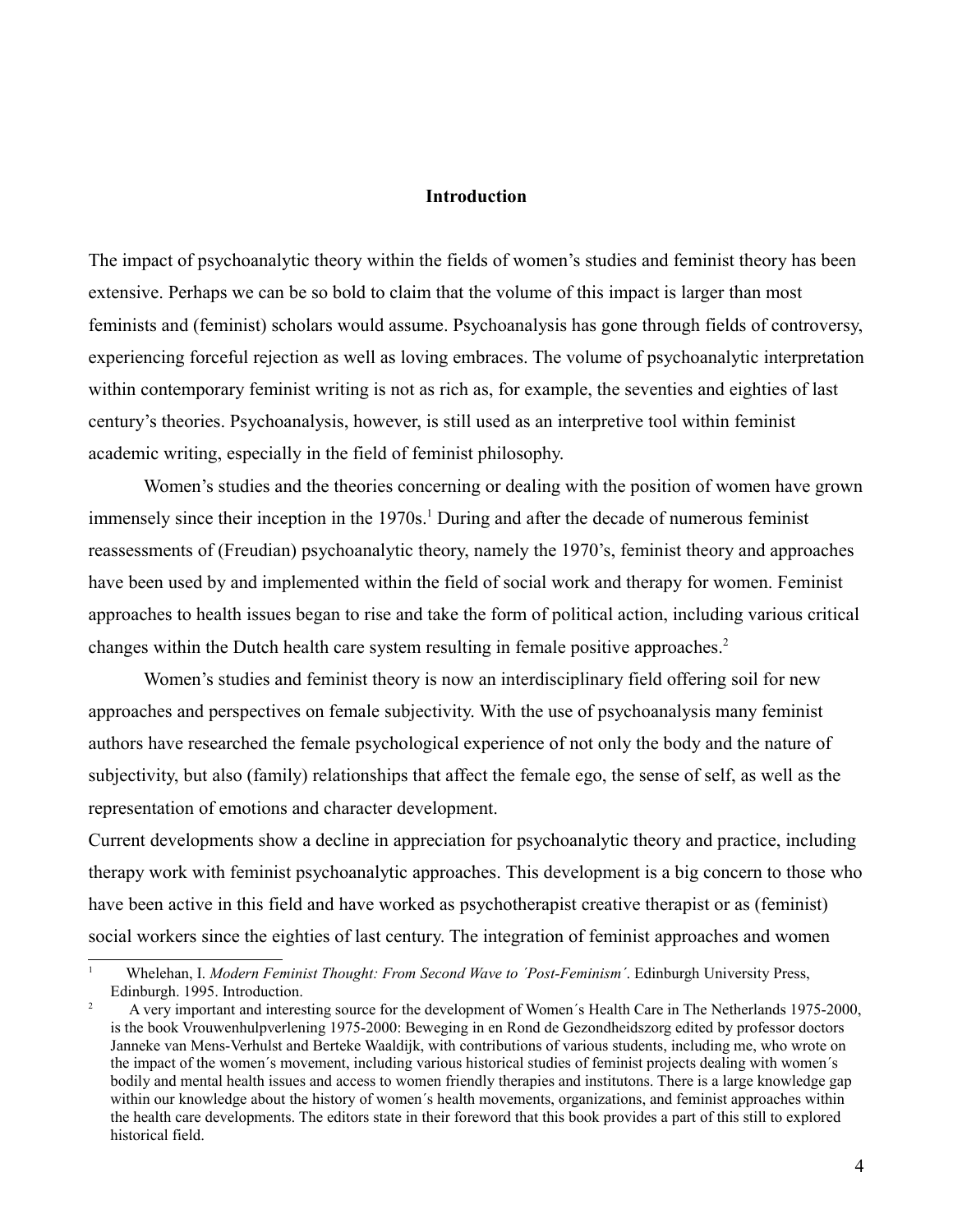## Introduction

The impact of psychoanalytic theory within the fields of women's studies and feminist theory has been extensive. Perhaps we can be so bold to claim that the volume of this impact is larger than most feminists and (feminist) scholars would assume. Psychoanalysis has gone through fields of controversy, experiencing forceful rejection as well as loving embraces. The volume of psychoanalytic interpretation within contemporary feminist writing is not as rich as, for example, the seventies and eighties of last century's theories. Psychoanalysis, however, is still used as an interpretive tool within feminist academic writing, especially in the field of feminist philosophy.

Women's studies and the theories concerning or dealing with the position of women have grown immensely since their inception in the 1970s.[1] During and after the decade of numerous feminist reassessments of (Freudian) psychoanalytic theory, namely the 1970's, feminist theory and approaches have been used by and implemented within the field of social work and therapy for women. Feminist approaches to health issues began to rise and take the form of political action, including various critical changes within the Dutch health care system resulting in female positive approaches.[2]

Women's studies and feminist theory is now an interdisciplinary field offering soil for new approaches and perspectives on female subjectivity. With the use of psychoanalysis many feminist authors have researched the female psychological experience of not only the body and the nature of subjectivity, but also (family) relationships that affect the female ego, the sense of self, as well as the representation of emotions and character development.

Current developments show a decline in appreciation for psychoanalytic theory and practice, including therapy work with feminist psychoanalytic approaches. This development is a big concern to those who have been active in this field and have worked as psychotherapist creative therapist or as (feminist) social workers since the eighties of last century. The integration of feminist approaches and women

---

[1] Whelehan, I. *Modern Feminist Thought: From Second Wave to ´Post-Feminism´*. Edinburgh University Press, Edinburgh. 1995. Introduction.

[2] A very important and interesting source for the development of Women´s Health Care in The Netherlands 1975-2000, is the book Vrouwenhulpverlening 1975-2000: Beweging in en Rond de Gezondheidszorg edited by professor doctors Janneke van Mens-Verhulst and Berteke Waaldijk, with contributions of various students, including me, who wrote on the impact of the women´s movement, including various historical studies of feminist projects dealing with women´s bodily and mental health issues and access to women friendly therapies and institutons. There is a large knowledge gap within our knowledge about the history of women´s health movements, organizations, and feminist approaches within the health care developments. The editors state in their foreword that this book provides a part of this still to explored historical field.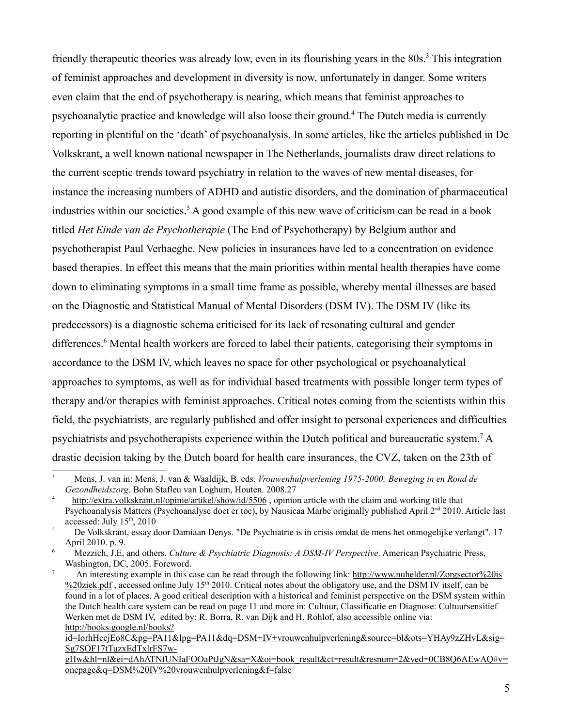friendly therapeutic theories was already low, even in its flourishing years in the 80s.[3] This integration of feminist approaches and development in diversity is now, unfortunately in danger. Some writers even claim that the end of psychotherapy is nearing, which means that feminist approaches to psychoanalytic practice and knowledge will also loose their ground.[4] The Dutch media is currently reporting in plentiful on the 'death' of psychoanalysis. In some articles, like the articles published in De Volkskrant, a well known national newspaper in The Netherlands, journalists draw direct relations to the current sceptic trends toward psychiatry in relation to the waves of new mental diseases, for instance the increasing numbers of ADHD and autistic disorders, and the domination of pharmaceutical industries within our societies.[5] A good example of this new wave of criticism can be read in a book titled *Het Einde van de Psychotherapie* (The End of Psychotherapy) by Belgium author and psychotherapist Paul Verhaeghe. New policies in insurances have led to a concentration on evidence based therapies. In effect this means that the main priorities within mental health therapies have come down to eliminating symptoms in a small time frame as possible, whereby mental illnesses are based on the Diagnostic and Statistical Manual of Mental Disorders (DSM IV). The DSM IV (like its predecessors) is a diagnostic schema criticised for its lack of resonating cultural and gender differences.[6] Mental health workers are forced to label their patients, categorising their symptoms in accordance to the DSM IV, which leaves no space for other psychological or psychoanalytical approaches to symptoms, as well as for individual based treatments with possible longer term types of therapy and/or therapies with feminist approaches. Critical notes coming from the scientists within this field, the psychiatrists, are regularly published and offer insight to personal experiences and difficulties psychiatrists and psychotherapists experience within the Dutch political and bureaucratic system.[7] A drastic decision taking by the Dutch board for health care insurances, the CVZ, taken on the 23th of

---

3 Mens, J. van in: Mens, J. van & Waaldijk, B. eds. *Vrouwenhulpverlening 1975-2000: Beweging in en Rond de Gezondheidszorg*. Bohn Stafleu van Loghum, Houten. 2008.27

4 http://extra.volkskrant.nl/opinie/artikel/show/id/5506 , opinion article with the claim and working title that Psychoanalysis Matters (Psychoanalyse doet er toe), by Nausicaa Marbe originally published April 2nd 2010. Article last accessed: July 15th, 2010

5 De Volkskrant, essay door Damiaan Denys. "De Psychiatrie is in crisis omdat de mens het onmogelijke verlangt". 17 April 2010. p. 9.

6 Mezzich, J.E, and others. *Culture & Psychiatric Diagnosis: A DSM-IV Perspective*. American Psychiatric Press, Washington, DC, 2005. Foreword.

7 An interesting example in this case can be read through the following link: http://www.nuhelder.nl/Zorgsector%20is%20ziek.pdf , accessed online July 15th 2010. Critical notes about the obligatory use, and the DSM IV itself, can be found in a lot of places. A good critical description with a historical and feminist perspective on the DSM system within the Dutch health care system can be read on page 11 and more in: Cultuur, Classificatie en Diagnose: Cultuursensitief Werken met de DSM IV, edited by: R. Borra, R. van Dijk and H. Rohlof, also accessible online via: http://books.google.nl/books?id=IorhHccjEo8C&pg=PA11&lpg=PA11&dq=DSM+IV+vrouwenhulpverlening&source=bl&ots=YHAy9zZHvL&sig=Sg7SOF17tTuzxEdTxlrFS7w-gHw&hl=nl&ei=dAhATNfUNIaFOOaPtJgN&sa=X&oi=book_result&ct=result&resnum=2&ved=0CB8Q6AEwAQ#v=onepage&q=DSM%20IV%20vrouwenhulpverlening&f=false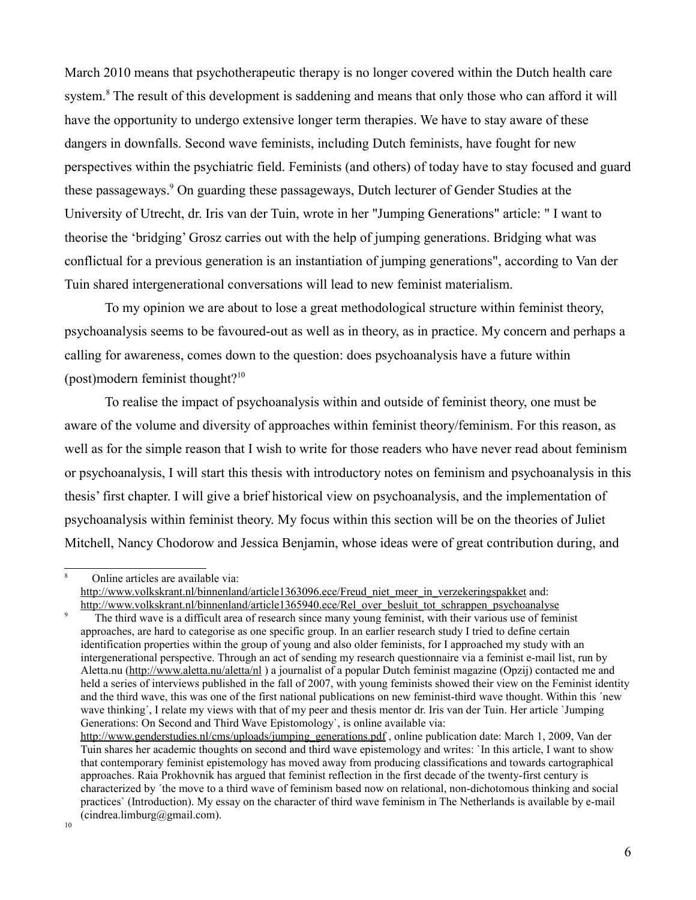March 2010 means that psychotherapeutic therapy is no longer covered within the Dutch health care system.[8] The result of this development is saddening and means that only those who can afford it will have the opportunity to undergo extensive longer term therapies. We have to stay aware of these dangers in downfalls. Second wave feminists, including Dutch feminists, have fought for new perspectives within the psychiatric field. Feminists (and others) of today have to stay focused and guard these passageways.[9] On guarding these passageways, Dutch lecturer of Gender Studies at the University of Utrecht, dr. Iris van der Tuin, wrote in her "Jumping Generations" article: " I want to theorise the 'bridging' Grosz carries out with the help of jumping generations. Bridging what was conflictual for a previous generation is an instantiation of jumping generations", according to Van der Tuin shared intergenerational conversations will lead to new feminist materialism.

To my opinion we are about to lose a great methodological structure within feminist theory, psychoanalysis seems to be favoured-out as well as in theory, as in practice. My concern and perhaps a calling for awareness, comes down to the question: does psychoanalysis have a future within (post)modern feminist thought?[10]

To realise the impact of psychoanalysis within and outside of feminist theory, one must be aware of the volume and diversity of approaches within feminist theory/feminism. For this reason, as well as for the simple reason that I wish to write for those readers who have never read about feminism or psychoanalysis, I will start this thesis with introductory notes on feminism and psychoanalysis in this thesis' first chapter. I will give a brief historical view on psychoanalysis, and the implementation of psychoanalysis within feminist theory. My focus within this section will be on the theories of Juliet Mitchell, Nancy Chodorow and Jessica Benjamin, whose ideas were of great contribution during, and

---

[8] Online articles are available via: http://www.volkskrant.nl/binnenland/article1363096.ece/Freud_niet_meer_in_verzekeringspakket and: http://www.volkskrant.nl/binnenland/article1365940.ece/Rel_over_besluit_tot_schrappen_psychoanalyse

[9] The third wave is a difficult area of research since many young feminist, with their various use of feminist approaches, are hard to categorise as one specific group. In an earlier research study I tried to define certain identification properties within the group of young and also older feminists, for I approached my study with an intergenerational perspective. Through an act of sending my research questionnaire via a feminist e-mail list, run by Aletta.nu (http://www.aletta.nu/aletta/nl ) a journalist of a popular Dutch feminist magazine (Opzij) contacted me and held a series of interviews published in the fall of 2007, with young feminists showed their view on the Feminist identity and the third wave, this was one of the first national publications on new feminist-third wave thought. Within this ´new wave thinking´, I relate my views with that of my peer and thesis mentor dr. Iris van der Tuin. Her article `Jumping Generations: On Second and Third Wave Epistomology`, is online available via: http://www.genderstudies.nl/cms/uploads/jumping_generations.pdf , online publication date: March 1, 2009, Van der Tuin shares her academic thoughts on second and third wave epistemology and writes: `In this article, I want to show that contemporary feminist epistemology has moved away from producing classifications and towards cartographical approaches. Raia Prokhovnik has argued that feminist reflection in the first decade of the twenty-first century is characterized by ´the move to a third wave of feminism based now on relational, non-dichotomous thinking and social practices` (Introduction). My essay on the character of third wave feminism in The Netherlands is available by e-mail (cindrea.limburg@gmail.com).

[10]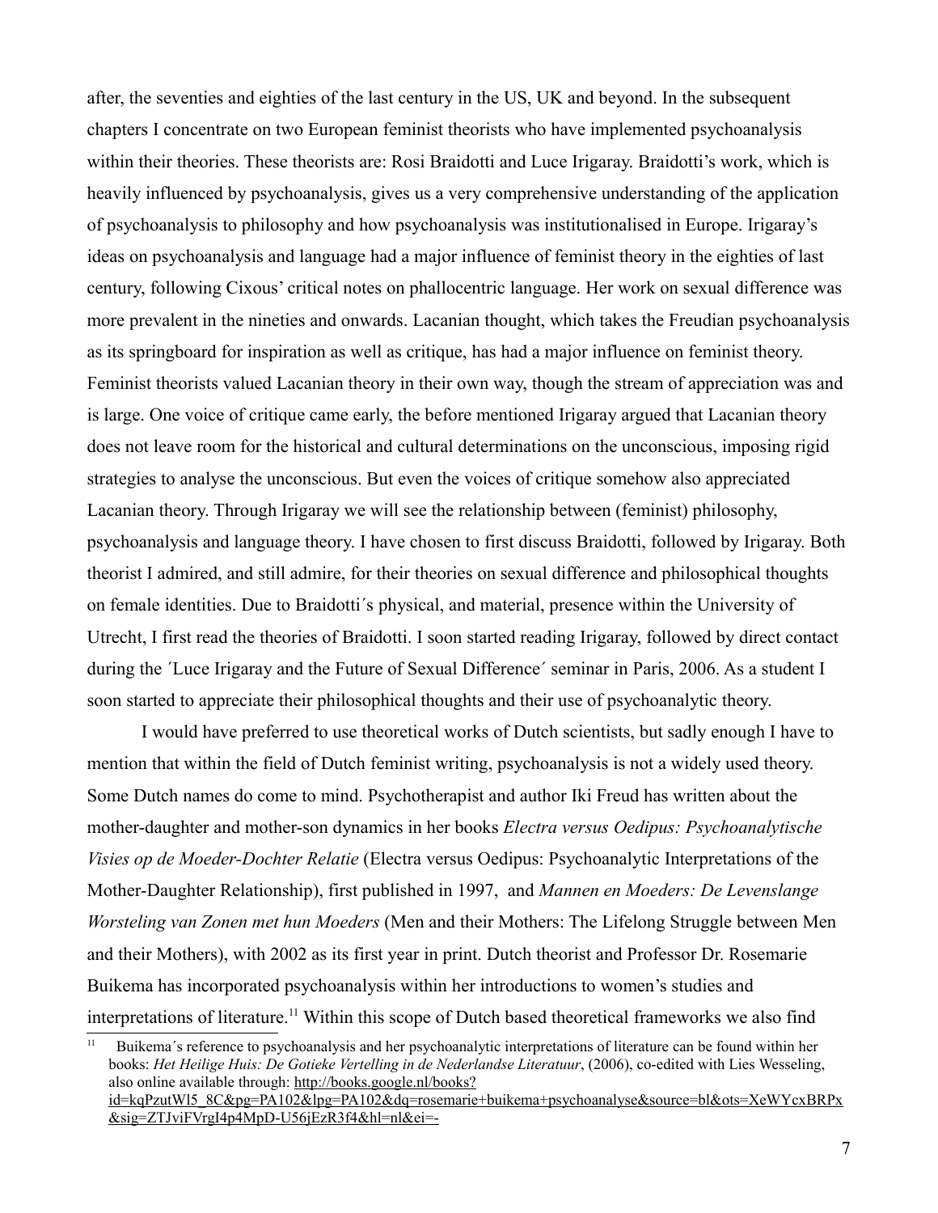after, the seventies and eighties of the last century in the US, UK and beyond. In the subsequent chapters I concentrate on two European feminist theorists who have implemented psychoanalysis within their theories. These theorists are: Rosi Braidotti and Luce Irigaray. Braidotti's work, which is heavily influenced by psychoanalysis, gives us a very comprehensive understanding of the application of psychoanalysis to philosophy and how psychoanalysis was institutionalised in Europe. Irigaray's ideas on psychoanalysis and language had a major influence of feminist theory in the eighties of last century, following Cixous' critical notes on phallocentric language. Her work on sexual difference was more prevalent in the nineties and onwards. Lacanian thought, which takes the Freudian psychoanalysis as its springboard for inspiration as well as critique, has had a major influence on feminist theory. Feminist theorists valued Lacanian theory in their own way, though the stream of appreciation was and is large. One voice of critique came early, the before mentioned Irigaray argued that Lacanian theory does not leave room for the historical and cultural determinations on the unconscious, imposing rigid strategies to analyse the unconscious. But even the voices of critique somehow also appreciated Lacanian theory. Through Irigaray we will see the relationship between (feminist) philosophy, psychoanalysis and language theory. I have chosen to first discuss Braidotti, followed by Irigaray. Both theorist I admired, and still admire, for their theories on sexual difference and philosophical thoughts on female identities. Due to Braidotti´s physical, and material, presence within the University of Utrecht, I first read the theories of Braidotti. I soon started reading Irigaray, followed by direct contact during the ´Luce Irigaray and the Future of Sexual Difference´ seminar in Paris, 2006. As a student I soon started to appreciate their philosophical thoughts and their use of psychoanalytic theory.

I would have preferred to use theoretical works of Dutch scientists, but sadly enough I have to mention that within the field of Dutch feminist writing, psychoanalysis is not a widely used theory. Some Dutch names do come to mind. Psychotherapist and author Iki Freud has written about the mother-daughter and mother-son dynamics in her books *Electra versus Oedipus: Psychoanalytische Visies op de Moeder-Dochter Relatie* (Electra versus Oedipus: Psychoanalytic Interpretations of the Mother-Daughter Relationship), first published in 1997, and *Mannen en Moeders: De Levenslange Worsteling van Zonen met hun Moeders* (Men and their Mothers: The Lifelong Struggle between Men and their Mothers), with 2002 as its first year in print. Dutch theorist and Professor Dr. Rosemarie Buikema has incorporated psychoanalysis within her introductions to women's studies and interpretations of literature.[11] Within this scope of Dutch based theoretical frameworks we also find

[11] Buikema´s reference to psychoanalysis and her psychoanalytic interpretations of literature can be found within her books: *Het Heilige Huis: De Gotieke Vertelling in de Nederlandse Literatuur*, (2006), co-edited with Lies Wesseling, also online available through: http://books.google.nl/books?id=kqPzutWl5_8C&pg=PA102&lpg=PA102&dq=rosemarie+buikema+psychoanalyse&source=bl&ots=XeWYcxBRPx&sig=ZTJviFVrgI4p4MpD-U56jEzR3f4&hl=nl&ei=-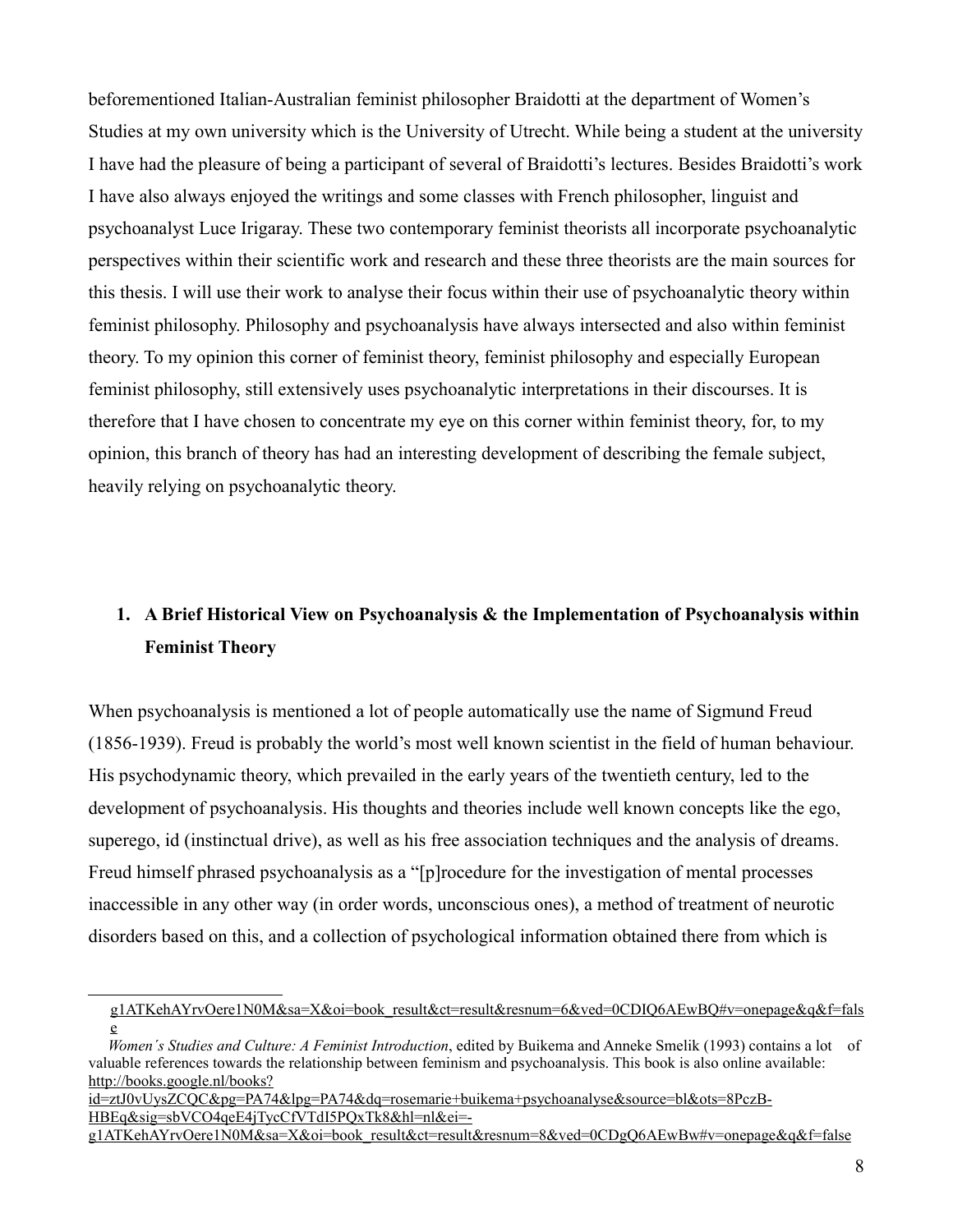beforementioned Italian-Australian feminist philosopher Braidotti at the department of Women's Studies at my own university which is the University of Utrecht. While being a student at the university I have had the pleasure of being a participant of several of Braidotti's lectures. Besides Braidotti's work I have also always enjoyed the writings and some classes with French philosopher, linguist and psychoanalyst Luce Irigaray. These two contemporary feminist theorists all incorporate psychoanalytic perspectives within their scientific work and research and these three theorists are the main sources for this thesis. I will use their work to analyse their focus within their use of psychoanalytic theory within feminist philosophy. Philosophy and psychoanalysis have always intersected and also within feminist theory. To my opinion this corner of feminist theory, feminist philosophy and especially European feminist philosophy, still extensively uses psychoanalytic interpretations in their discourses. It is therefore that I have chosen to concentrate my eye on this corner within feminist theory, for, to my opinion, this branch of theory has had an interesting development of describing the female subject, heavily relying on psychoanalytic theory.

## 1. A Brief Historical View on Psychoanalysis & the Implementation of Psychoanalysis within Feminist Theory

When psychoanalysis is mentioned a lot of people automatically use the name of Sigmund Freud (1856-1939). Freud is probably the world's most well known scientist in the field of human behaviour. His psychodynamic theory, which prevailed in the early years of the twentieth century, led to the development of psychoanalysis. His thoughts and theories include well known concepts like the ego, superego, id (instinctual drive), as well as his free association techniques and the analysis of dreams. Freud himself phrased psychoanalysis as a "[p]rocedure for the investigation of mental processes inaccessible in any other way (in order words, unconscious ones), a method of treatment of neurotic disorders based on this, and a collection of psychological information obtained there from which is

---

g1ATKehAYrvOere1N0M&sa=X&oi=book_result&ct=result&resnum=6&ved=0CDIQ6AEwBQ#v=onepage&q&f=false

*Women's Studies and Culture: A Feminist Introduction*, edited by Buikema and Anneke Smelik (1993) contains a lot of valuable references towards the relationship between feminism and psychoanalysis. This book is also online available: http://books.google.nl/books?id=ztJ0vUysZCQC&pg=PA74&lpg=PA74&dq=rosemarie+buikema+psychoanalyse&source=bl&ots=8PczB-HBEq&sig=sbVCO4qeE4jTycCfVTdI5PQxTk8&hl=nl&ei=-g1ATKehAYrvOere1N0M&sa=X&oi=book_result&ct=result&resnum=8&ved=0CDgQ6AEwBw#v=onepage&q&f=false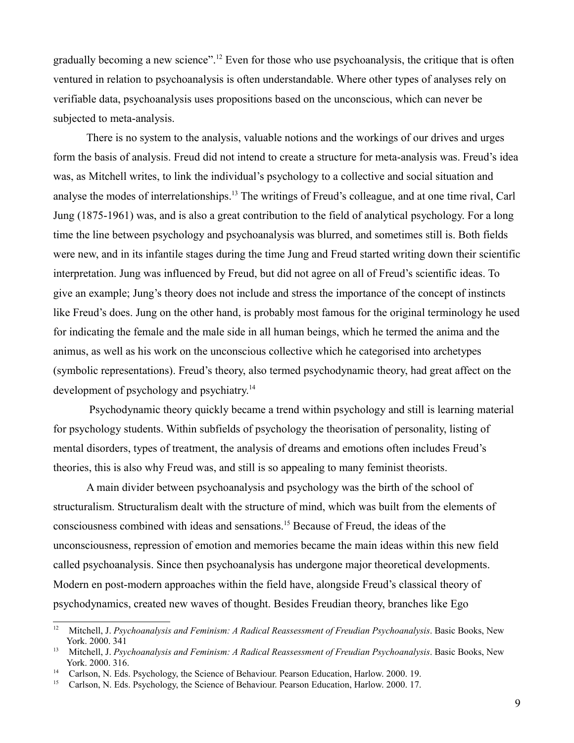gradually becoming a new science".[12] Even for those who use psychoanalysis, the critique that is often ventured in relation to psychoanalysis is often understandable. Where other types of analyses rely on verifiable data, psychoanalysis uses propositions based on the unconscious, which can never be subjected to meta-analysis.

There is no system to the analysis, valuable notions and the workings of our drives and urges form the basis of analysis. Freud did not intend to create a structure for meta-analysis was. Freud's idea was, as Mitchell writes, to link the individual's psychology to a collective and social situation and analyse the modes of interrelationships.[13] The writings of Freud's colleague, and at one time rival, Carl Jung (1875-1961) was, and is also a great contribution to the field of analytical psychology. For a long time the line between psychology and psychoanalysis was blurred, and sometimes still is. Both fields were new, and in its infantile stages during the time Jung and Freud started writing down their scientific interpretation. Jung was influenced by Freud, but did not agree on all of Freud's scientific ideas. To give an example; Jung's theory does not include and stress the importance of the concept of instincts like Freud's does. Jung on the other hand, is probably most famous for the original terminology he used for indicating the female and the male side in all human beings, which he termed the anima and the animus, as well as his work on the unconscious collective which he categorised into archetypes (symbolic representations). Freud's theory, also termed psychodynamic theory, had great affect on the development of psychology and psychiatry.[14]

Psychodynamic theory quickly became a trend within psychology and still is learning material for psychology students. Within subfields of psychology the theorisation of personality, listing of mental disorders, types of treatment, the analysis of dreams and emotions often includes Freud's theories, this is also why Freud was, and still is so appealing to many feminist theorists.

A main divider between psychoanalysis and psychology was the birth of the school of structuralism. Structuralism dealt with the structure of mind, which was built from the elements of consciousness combined with ideas and sensations.[15] Because of Freud, the ideas of the unconsciousness, repression of emotion and memories became the main ideas within this new field called psychoanalysis. Since then psychoanalysis has undergone major theoretical developments. Modern en post-modern approaches within the field have, alongside Freud's classical theory of psychodynamics, created new waves of thought. Besides Freudian theory, branches like Ego

---

[12] Mitchell, J. *Psychoanalysis and Feminism: A Radical Reassessment of Freudian Psychoanalysis*. Basic Books, New York. 2000. 341

[13] Mitchell, J. *Psychoanalysis and Feminism: A Radical Reassessment of Freudian Psychoanalysis*. Basic Books, New York. 2000. 316.

[14] Carlson, N. Eds. Psychology, the Science of Behaviour. Pearson Education, Harlow. 2000. 19.

[15] Carlson, N. Eds. Psychology, the Science of Behaviour. Pearson Education, Harlow. 2000. 17.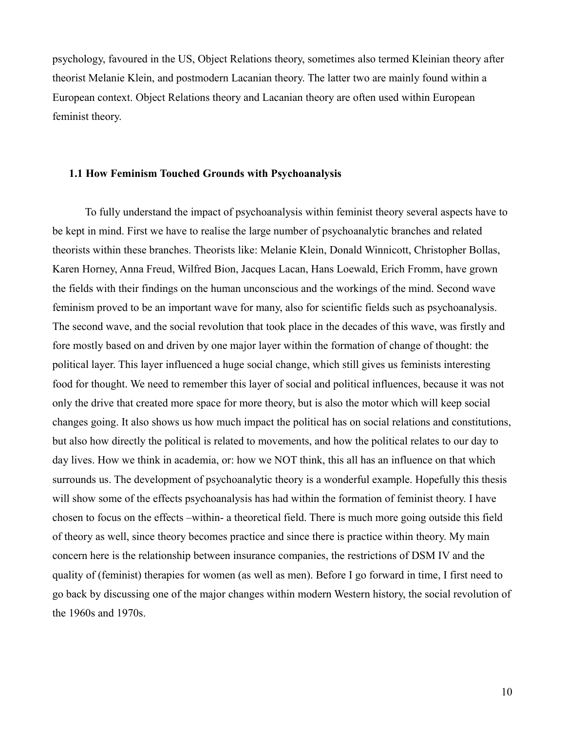psychology, favoured in the US, Object Relations theory, sometimes also termed Kleinian theory after theorist Melanie Klein, and postmodern Lacanian theory. The latter two are mainly found within a European context. Object Relations theory and Lacanian theory are often used within European feminist theory.

### 1.1 How Feminism Touched Grounds with Psychoanalysis

To fully understand the impact of psychoanalysis within feminist theory several aspects have to be kept in mind. First we have to realise the large number of psychoanalytic branches and related theorists within these branches. Theorists like: Melanie Klein, Donald Winnicott, Christopher Bollas, Karen Horney, Anna Freud, Wilfred Bion, Jacques Lacan, Hans Loewald, Erich Fromm, have grown the fields with their findings on the human unconscious and the workings of the mind. Second wave feminism proved to be an important wave for many, also for scientific fields such as psychoanalysis. The second wave, and the social revolution that took place in the decades of this wave, was firstly and fore mostly based on and driven by one major layer within the formation of change of thought: the political layer. This layer influenced a huge social change, which still gives us feminists interesting food for thought. We need to remember this layer of social and political influences, because it was not only the drive that created more space for more theory, but is also the motor which will keep social changes going. It also shows us how much impact the political has on social relations and constitutions, but also how directly the political is related to movements, and how the political relates to our day to day lives. How we think in academia, or: how we NOT think, this all has an influence on that which surrounds us. The development of psychoanalytic theory is a wonderful example. Hopefully this thesis will show some of the effects psychoanalysis has had within the formation of feminist theory. I have chosen to focus on the effects –within- a theoretical field. There is much more going outside this field of theory as well, since theory becomes practice and since there is practice within theory. My main concern here is the relationship between insurance companies, the restrictions of DSM IV and the quality of (feminist) therapies for women (as well as men). Before I go forward in time, I first need to go back by discussing one of the major changes within modern Western history, the social revolution of the 1960s and 1970s.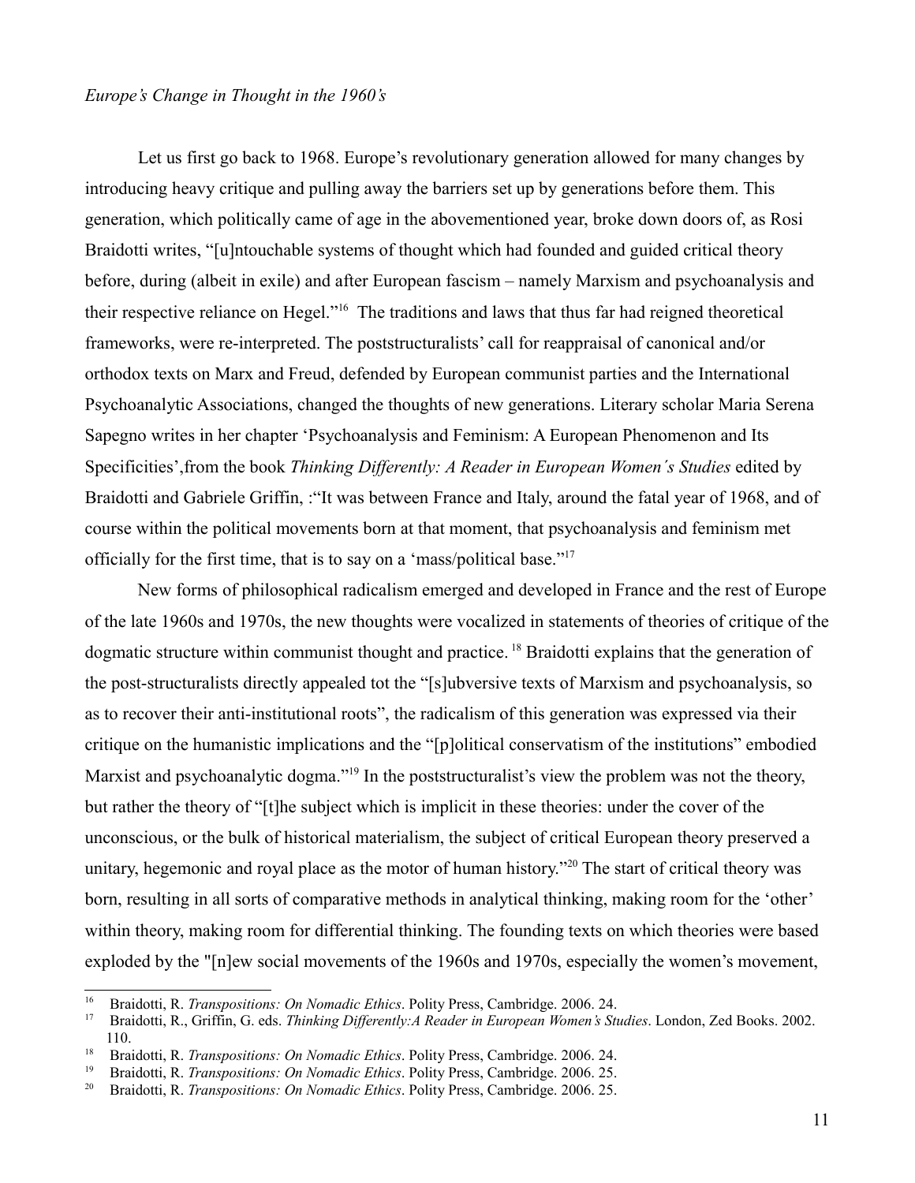*Europe's Change in Thought in the 1960's*

Let us first go back to 1968. Europe's revolutionary generation allowed for many changes by introducing heavy critique and pulling away the barriers set up by generations before them. This generation, which politically came of age in the abovementioned year, broke down doors of, as Rosi Braidotti writes, "[u]ntouchable systems of thought which had founded and guided critical theory before, during (albeit in exile) and after European fascism – namely Marxism and psychoanalysis and their respective reliance on Hegel."[16] The traditions and laws that thus far had reigned theoretical frameworks, were re-interpreted. The poststructuralists' call for reappraisal of canonical and/or orthodox texts on Marx and Freud, defended by European communist parties and the International Psychoanalytic Associations, changed the thoughts of new generations. Literary scholar Maria Serena Sapegno writes in her chapter 'Psychoanalysis and Feminism: A European Phenomenon and Its Specificities',from the book *Thinking Differently: A Reader in European Women´s Studies* edited by Braidotti and Gabriele Griffin, :"It was between France and Italy, around the fatal year of 1968, and of course within the political movements born at that moment, that psychoanalysis and feminism met officially for the first time, that is to say on a 'mass/political base."[17]

New forms of philosophical radicalism emerged and developed in France and the rest of Europe of the late 1960s and 1970s, the new thoughts were vocalized in statements of theories of critique of the dogmatic structure within communist thought and practice. [18] Braidotti explains that the generation of the post-structuralists directly appealed tot the "[s]ubversive texts of Marxism and psychoanalysis, so as to recover their anti-institutional roots", the radicalism of this generation was expressed via their critique on the humanistic implications and the "[p]olitical conservatism of the institutions" embodied Marxist and psychoanalytic dogma."[19] In the poststructuralist's view the problem was not the theory, but rather the theory of "[t]he subject which is implicit in these theories: under the cover of the unconscious, or the bulk of historical materialism, the subject of critical European theory preserved a unitary, hegemonic and royal place as the motor of human history."[20] The start of critical theory was born, resulting in all sorts of comparative methods in analytical thinking, making room for the 'other' within theory, making room for differential thinking. The founding texts on which theories were based exploded by the "[n]ew social movements of the 1960s and 1970s, especially the women's movement,

---

[16] Braidotti, R. *Transpositions: On Nomadic Ethics*. Polity Press, Cambridge. 2006. 24.

[17] Braidotti, R., Griffin, G. eds. *Thinking Differently:A Reader in European Women's Studies*. London, Zed Books. 2002. 110.

[18] Braidotti, R. *Transpositions: On Nomadic Ethics*. Polity Press, Cambridge. 2006. 24.

[19] Braidotti, R. *Transpositions: On Nomadic Ethics*. Polity Press, Cambridge. 2006. 25.

[20] Braidotti, R. *Transpositions: On Nomadic Ethics*. Polity Press, Cambridge. 2006. 25.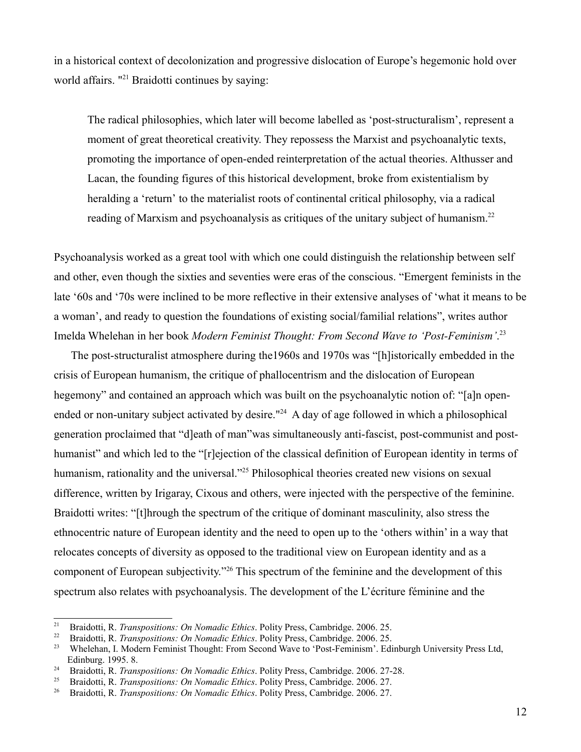in a historical context of decolonization and progressive dislocation of Europe's hegemonic hold over world affairs. "[21] Braidotti continues by saying:

> The radical philosophies, which later will become labelled as 'post-structuralism', represent a moment of great theoretical creativity. They repossess the Marxist and psychoanalytic texts, promoting the importance of open-ended reinterpretation of the actual theories. Althusser and Lacan, the founding figures of this historical development, broke from existentialism by heralding a 'return' to the materialist roots of continental critical philosophy, via a radical reading of Marxism and psychoanalysis as critiques of the unitary subject of humanism.[22]

Psychoanalysis worked as a great tool with which one could distinguish the relationship between self and other, even though the sixties and seventies were eras of the conscious. "Emergent feminists in the late '60s and '70s were inclined to be more reflective in their extensive analyses of 'what it means to be a woman', and ready to question the foundations of existing social/familial relations", writes author Imelda Whelehan in her book *Modern Feminist Thought: From Second Wave to 'Post-Feminism'*.[23]

The post-structuralist atmosphere during the1960s and 1970s was "[h]istorically embedded in the crisis of European humanism, the critique of phallocentrism and the dislocation of European hegemony" and contained an approach which was built on the psychoanalytic notion of: "[a]n open-ended or non-unitary subject activated by desire."[24] A day of age followed in which a philosophical generation proclaimed that "d]eath of man"was simultaneously anti-fascist, post-communist and post-humanist" and which led to the "[r]ejection of the classical definition of European identity in terms of humanism, rationality and the universal."[25] Philosophical theories created new visions on sexual difference, written by Irigaray, Cixous and others, were injected with the perspective of the feminine. Braidotti writes: "[t]hrough the spectrum of the critique of dominant masculinity, also stress the ethnocentric nature of European identity and the need to open up to the 'others within' in a way that relocates concepts of diversity as opposed to the traditional view on European identity and as a component of European subjectivity."[26] This spectrum of the feminine and the development of this spectrum also relates with psychoanalysis. The development of the L'écriture féminine and the

---

[21] Braidotti, R. *Transpositions: On Nomadic Ethics*. Polity Press, Cambridge. 2006. 25.

[22] Braidotti, R. *Transpositions: On Nomadic Ethics*. Polity Press, Cambridge. 2006. 25.

[23] Whelehan, I. Modern Feminist Thought: From Second Wave to 'Post-Feminism'. Edinburgh University Press Ltd, Edinburg. 1995. 8.

[24] Braidotti, R. *Transpositions: On Nomadic Ethics*. Polity Press, Cambridge. 2006. 27-28.

[25] Braidotti, R. *Transpositions: On Nomadic Ethics*. Polity Press, Cambridge. 2006. 27.

[26] Braidotti, R. *Transpositions: On Nomadic Ethics*. Polity Press, Cambridge. 2006. 27.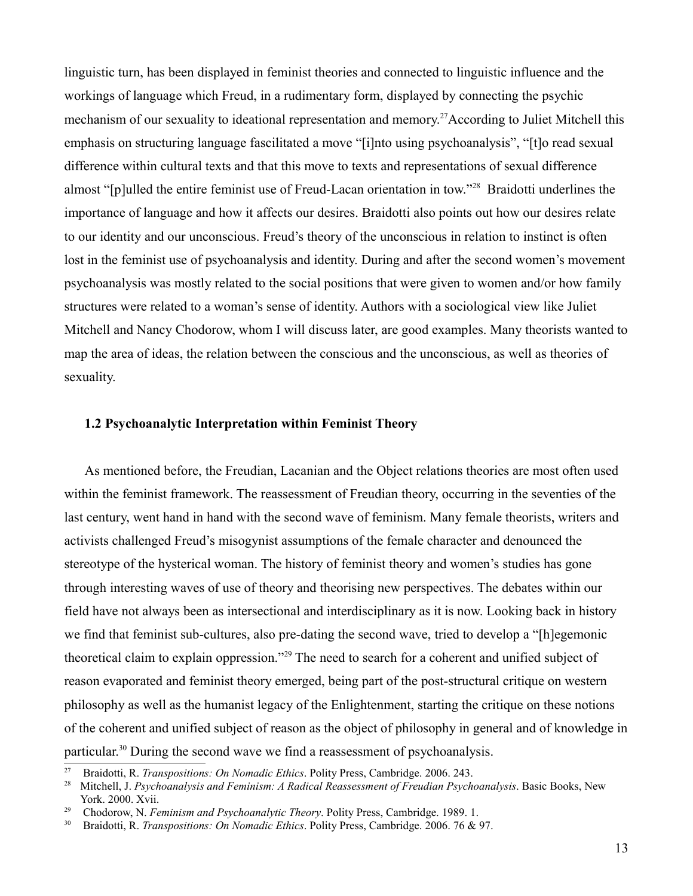linguistic turn, has been displayed in feminist theories and connected to linguistic influence and the workings of language which Freud, in a rudimentary form, displayed by connecting the psychic mechanism of our sexuality to ideational representation and memory.[27]According to Juliet Mitchell this emphasis on structuring language fascilitated a move "[i]nto using psychoanalysis", "[t]o read sexual difference within cultural texts and that this move to texts and representations of sexual difference almost "[p]ulled the entire feminist use of Freud-Lacan orientation in tow."[28] Braidotti underlines the importance of language and how it affects our desires. Braidotti also points out how our desires relate to our identity and our unconscious. Freud's theory of the unconscious in relation to instinct is often lost in the feminist use of psychoanalysis and identity. During and after the second women's movement psychoanalysis was mostly related to the social positions that were given to women and/or how family structures were related to a woman's sense of identity. Authors with a sociological view like Juliet Mitchell and Nancy Chodorow, whom I will discuss later, are good examples. Many theorists wanted to map the area of ideas, the relation between the conscious and the unconscious, as well as theories of sexuality.

### 1.2 Psychoanalytic Interpretation within Feminist Theory

As mentioned before, the Freudian, Lacanian and the Object relations theories are most often used within the feminist framework. The reassessment of Freudian theory, occurring in the seventies of the last century, went hand in hand with the second wave of feminism. Many female theorists, writers and activists challenged Freud's misogynist assumptions of the female character and denounced the stereotype of the hysterical woman. The history of feminist theory and women's studies has gone through interesting waves of use of theory and theorising new perspectives. The debates within our field have not always been as intersectional and interdisciplinary as it is now. Looking back in history we find that feminist sub-cultures, also pre-dating the second wave, tried to develop a "[h]egemonic theoretical claim to explain oppression."[29] The need to search for a coherent and unified subject of reason evaporated and feminist theory emerged, being part of the post-structural critique on western philosophy as well as the humanist legacy of the Enlightenment, starting the critique on these notions of the coherent and unified subject of reason as the object of philosophy in general and of knowledge in particular.[30] During the second wave we find a reassessment of psychoanalysis.

---

[27] Braidotti, R. *Transpositions: On Nomadic Ethics*. Polity Press, Cambridge. 2006. 243.

[28] Mitchell, J. *Psychoanalysis and Feminism: A Radical Reassessment of Freudian Psychoanalysis*. Basic Books, New York. 2000. Xvii.

[29] Chodorow, N. *Feminism and Psychoanalytic Theory*. Polity Press, Cambridge. 1989. 1.

[30] Braidotti, R. *Transpositions: On Nomadic Ethics*. Polity Press, Cambridge. 2006. 76 & 97.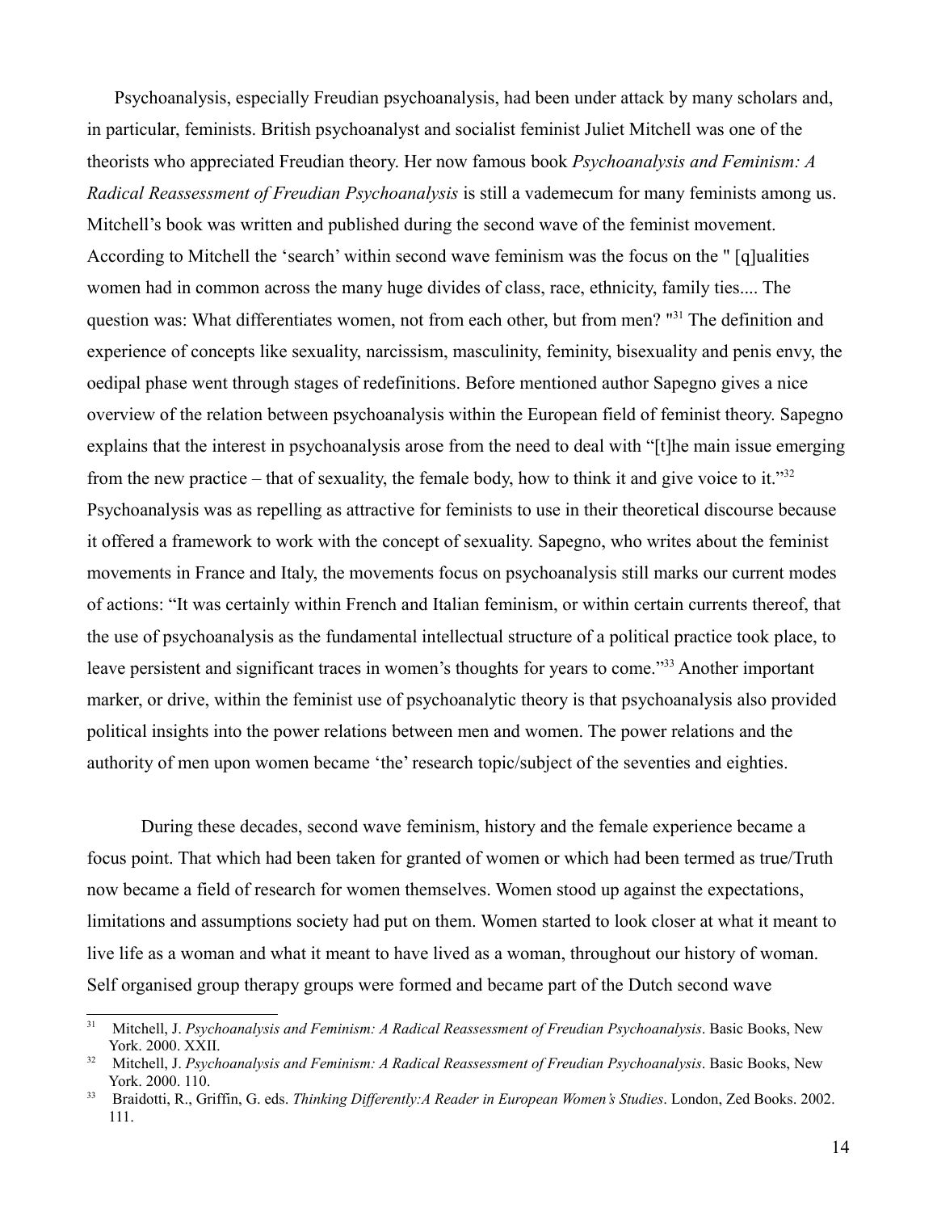Psychoanalysis, especially Freudian psychoanalysis, had been under attack by many scholars and, in particular, feminists. British psychoanalyst and socialist feminist Juliet Mitchell was one of the theorists who appreciated Freudian theory. Her now famous book *Psychoanalysis and Feminism: A Radical Reassessment of Freudian Psychoanalysis* is still a vademecum for many feminists among us. Mitchell's book was written and published during the second wave of the feminist movement. According to Mitchell the 'search' within second wave feminism was the focus on the " [q]ualities women had in common across the many huge divides of class, race, ethnicity, family ties.... The question was: What differentiates women, not from each other, but from men? "[31] The definition and experience of concepts like sexuality, narcissism, masculinity, feminity, bisexuality and penis envy, the oedipal phase went through stages of redefinitions. Before mentioned author Sapegno gives a nice overview of the relation between psychoanalysis within the European field of feminist theory. Sapegno explains that the interest in psychoanalysis arose from the need to deal with "[t]he main issue emerging from the new practice – that of sexuality, the female body, how to think it and give voice to it."[32] Psychoanalysis was as repelling as attractive for feminists to use in their theoretical discourse because it offered a framework to work with the concept of sexuality. Sapegno, who writes about the feminist movements in France and Italy, the movements focus on psychoanalysis still marks our current modes of actions: "It was certainly within French and Italian feminism, or within certain currents thereof, that the use of psychoanalysis as the fundamental intellectual structure of a political practice took place, to leave persistent and significant traces in women's thoughts for years to come."[33] Another important marker, or drive, within the feminist use of psychoanalytic theory is that psychoanalysis also provided political insights into the power relations between men and women. The power relations and the authority of men upon women became 'the' research topic/subject of the seventies and eighties.

During these decades, second wave feminism, history and the female experience became a focus point. That which had been taken for granted of women or which had been termed as true/Truth now became a field of research for women themselves. Women stood up against the expectations, limitations and assumptions society had put on them. Women started to look closer at what it meant to live life as a woman and what it meant to have lived as a woman, throughout our history of woman. Self organised group therapy groups were formed and became part of the Dutch second wave

---

[31] Mitchell, J. *Psychoanalysis and Feminism: A Radical Reassessment of Freudian Psychoanalysis*. Basic Books, New York. 2000. XXII.

[32] Mitchell, J. *Psychoanalysis and Feminism: A Radical Reassessment of Freudian Psychoanalysis*. Basic Books, New York. 2000. 110.

[33] Braidotti, R., Griffin, G. eds. *Thinking Differently:A Reader in European Women's Studies*. London, Zed Books. 2002. 111.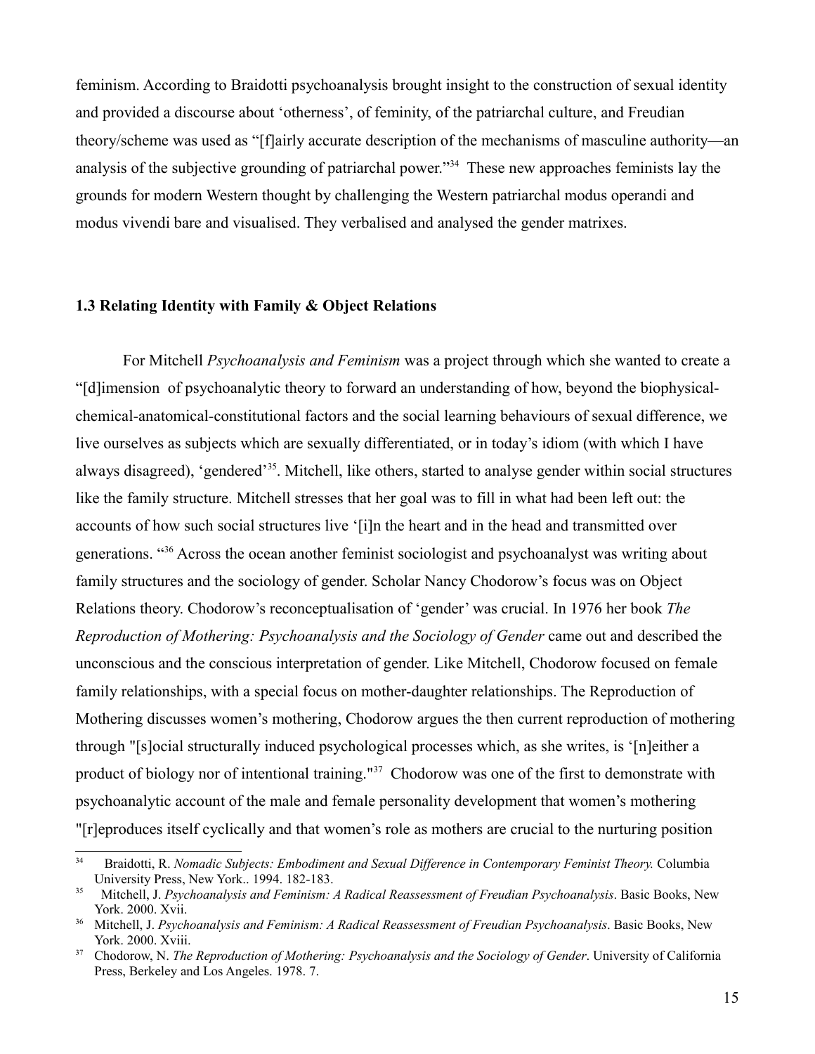feminism. According to Braidotti psychoanalysis brought insight to the construction of sexual identity and provided a discourse about 'otherness', of feminity, of the patriarchal culture, and Freudian theory/scheme was used as "[f]airly accurate description of the mechanisms of masculine authority—an analysis of the subjective grounding of patriarchal power."[34] These new approaches feminists lay the grounds for modern Western thought by challenging the Western patriarchal modus operandi and modus vivendi bare and visualised. They verbalised and analysed the gender matrixes.

### 1.3 Relating Identity with Family & Object Relations

For Mitchell *Psychoanalysis and Feminism* was a project through which she wanted to create a "[d]imension of psychoanalytic theory to forward an understanding of how, beyond the biophysical-chemical-anatomical-constitutional factors and the social learning behaviours of sexual difference, we live ourselves as subjects which are sexually differentiated, or in today's idiom (with which I have always disagreed), 'gendered'[35]. Mitchell, like others, started to analyse gender within social structures like the family structure. Mitchell stresses that her goal was to fill in what had been left out: the accounts of how such social structures live '[i]n the heart and in the head and transmitted over generations. "[36] Across the ocean another feminist sociologist and psychoanalyst was writing about family structures and the sociology of gender. Scholar Nancy Chodorow's focus was on Object Relations theory. Chodorow's reconceptualisation of 'gender' was crucial. In 1976 her book *The Reproduction of Mothering: Psychoanalysis and the Sociology of Gender* came out and described the unconscious and the conscious interpretation of gender. Like Mitchell, Chodorow focused on female family relationships, with a special focus on mother-daughter relationships. The Reproduction of Mothering discusses women's mothering, Chodorow argues the then current reproduction of mothering through "[s]ocial structurally induced psychological processes which, as she writes, is '[n]either a product of biology nor of intentional training."[37] Chodorow was one of the first to demonstrate with psychoanalytic account of the male and female personality development that women's mothering "[r]eproduces itself cyclically and that women's role as mothers are crucial to the nurturing position

---

[34] Braidotti, R. *Nomadic Subjects: Embodiment and Sexual Difference in Contemporary Feminist Theory.* Columbia University Press, New York.. 1994. 182-183.

[35] Mitchell, J. *Psychoanalysis and Feminism: A Radical Reassessment of Freudian Psychoanalysis*. Basic Books, New York. 2000. Xvii.

[36] Mitchell, J. *Psychoanalysis and Feminism: A Radical Reassessment of Freudian Psychoanalysis*. Basic Books, New York. 2000. Xviii.

[37] Chodorow, N. *The Reproduction of Mothering: Psychoanalysis and the Sociology of Gender*. University of California Press, Berkeley and Los Angeles. 1978. 7.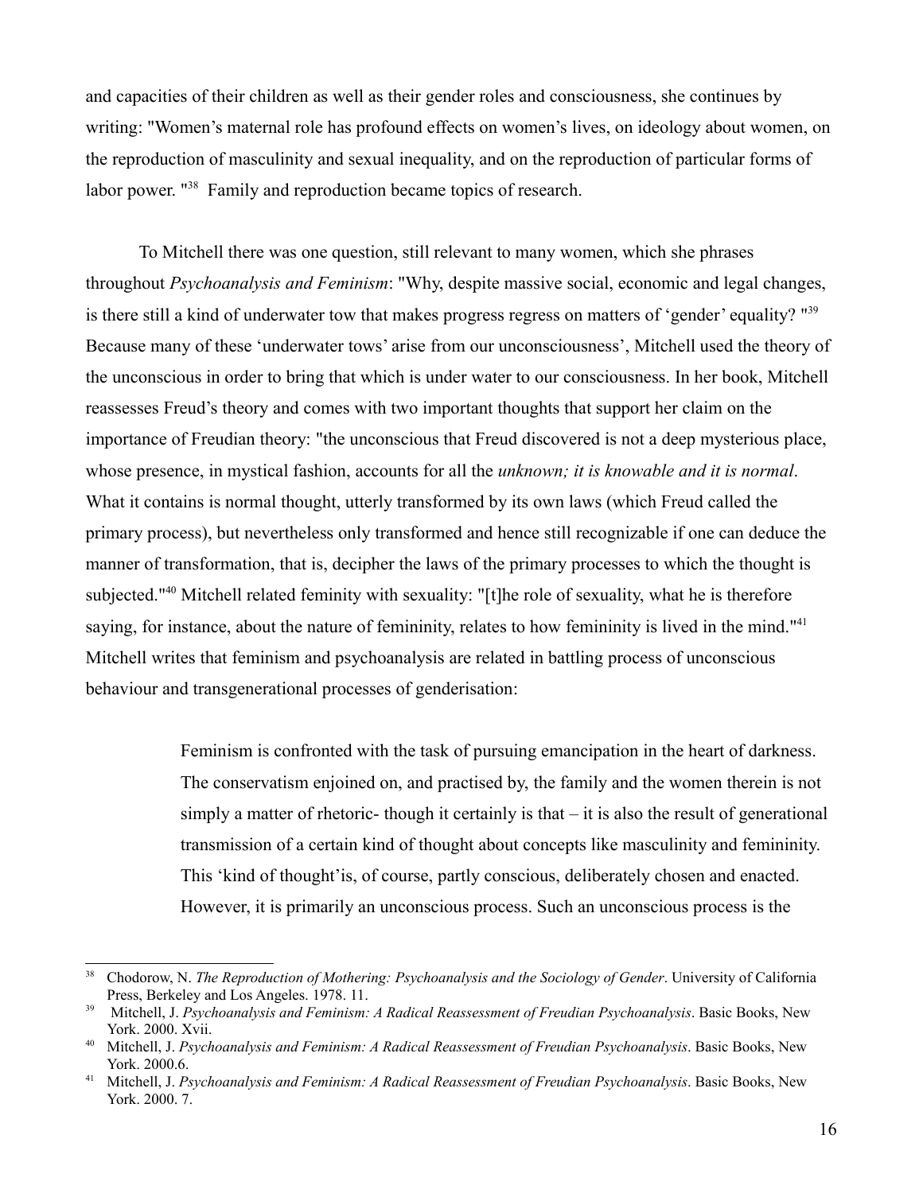and capacities of their children as well as their gender roles and consciousness, she continues by writing: "Women's maternal role has profound effects on women's lives, on ideology about women, on the reproduction of masculinity and sexual inequality, and on the reproduction of particular forms of labor power. "[38] Family and reproduction became topics of research.

To Mitchell there was one question, still relevant to many women, which she phrases throughout *Psychoanalysis and Feminism*: "Why, despite massive social, economic and legal changes, is there still a kind of underwater tow that makes progress regress on matters of 'gender' equality? "[39] Because many of these 'underwater tows' arise from our unconsciousness', Mitchell used the theory of the unconscious in order to bring that which is under water to our consciousness. In her book, Mitchell reassesses Freud's theory and comes with two important thoughts that support her claim on the importance of Freudian theory: "the unconscious that Freud discovered is not a deep mysterious place, whose presence, in mystical fashion, accounts for all the *unknown; it is knowable and it is normal*. What it contains is normal thought, utterly transformed by its own laws (which Freud called the primary process), but nevertheless only transformed and hence still recognizable if one can deduce the manner of transformation, that is, decipher the laws of the primary processes to which the thought is subjected."[40] Mitchell related feminity with sexuality: "[t]he role of sexuality, what he is therefore saying, for instance, about the nature of femininity, relates to how femininity is lived in the mind."[41] Mitchell writes that feminism and psychoanalysis are related in battling process of unconscious behaviour and transgenerational processes of genderisation:

> Feminism is confronted with the task of pursuing emancipation in the heart of darkness. The conservatism enjoined on, and practised by, the family and the women therein is not simply a matter of rhetoric- though it certainly is that – it is also the result of generational transmission of a certain kind of thought about concepts like masculinity and femininity. This 'kind of thought'is, of course, partly conscious, deliberately chosen and enacted. However, it is primarily an unconscious process. Such an unconscious process is the

---

[38] Chodorow, N. *The Reproduction of Mothering: Psychoanalysis and the Sociology of Gender*. University of California Press, Berkeley and Los Angeles. 1978. 11.

[39] Mitchell, J. *Psychoanalysis and Feminism: A Radical Reassessment of Freudian Psychoanalysis*. Basic Books, New York. 2000. Xvii.

[40] Mitchell, J. *Psychoanalysis and Feminism: A Radical Reassessment of Freudian Psychoanalysis*. Basic Books, New York. 2000.6.

[41] Mitchell, J. *Psychoanalysis and Feminism: A Radical Reassessment of Freudian Psychoanalysis*. Basic Books, New York. 2000. 7.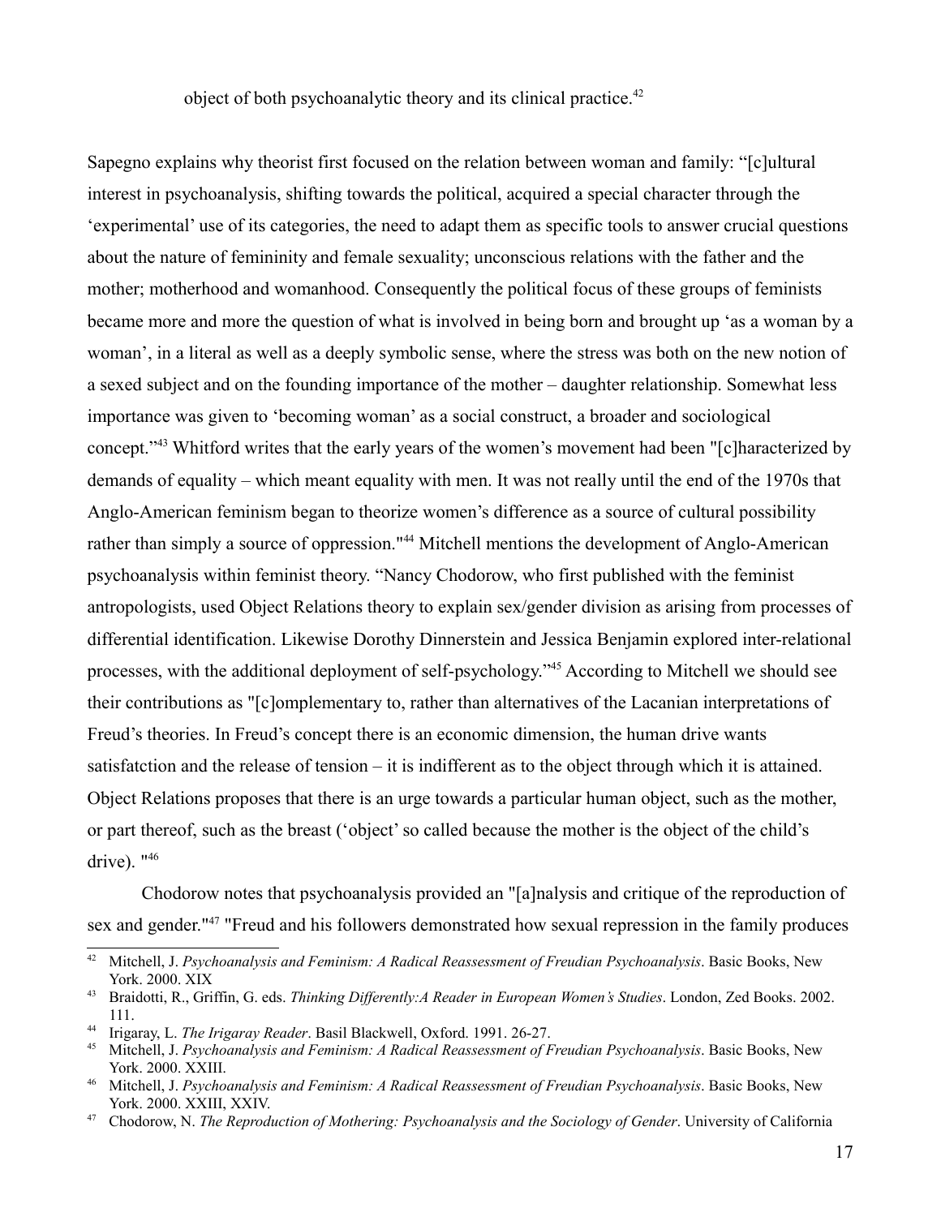object of both psychoanalytic theory and its clinical practice.[42]

Sapegno explains why theorist first focused on the relation between woman and family: "[c]ultural interest in psychoanalysis, shifting towards the political, acquired a special character through the 'experimental' use of its categories, the need to adapt them as specific tools to answer crucial questions about the nature of femininity and female sexuality; unconscious relations with the father and the mother; motherhood and womanhood. Consequently the political focus of these groups of feminists became more and more the question of what is involved in being born and brought up 'as a woman by a woman', in a literal as well as a deeply symbolic sense, where the stress was both on the new notion of a sexed subject and on the founding importance of the mother – daughter relationship. Somewhat less importance was given to 'becoming woman' as a social construct, a broader and sociological concept."[43] Whitford writes that the early years of the women's movement had been "[c]haracterized by demands of equality – which meant equality with men. It was not really until the end of the 1970s that Anglo-American feminism began to theorize women's difference as a source of cultural possibility rather than simply a source of oppression."[44] Mitchell mentions the development of Anglo-American psychoanalysis within feminist theory. "Nancy Chodorow, who first published with the feminist antropologists, used Object Relations theory to explain sex/gender division as arising from processes of differential identification. Likewise Dorothy Dinnerstein and Jessica Benjamin explored inter-relational processes, with the additional deployment of self-psychology."[45] According to Mitchell we should see their contributions as "[c]omplementary to, rather than alternatives of the Lacanian interpretations of Freud's theories. In Freud's concept there is an economic dimension, the human drive wants satisfatction and the release of tension – it is indifferent as to the object through which it is attained. Object Relations proposes that there is an urge towards a particular human object, such as the mother, or part thereof, such as the breast ('object' so called because the mother is the object of the child's drive). "[46]

Chodorow notes that psychoanalysis provided an "[a]nalysis and critique of the reproduction of sex and gender."[47] "Freud and his followers demonstrated how sexual repression in the family produces

---

[42] Mitchell, J. *Psychoanalysis and Feminism: A Radical Reassessment of Freudian Psychoanalysis*. Basic Books, New York. 2000. XIX

[43] Braidotti, R., Griffin, G. eds. *Thinking Differently:A Reader in European Women's Studies*. London, Zed Books. 2002. 111.

[44] Irigaray, L. *The Irigaray Reader*. Basil Blackwell, Oxford. 1991. 26-27.

[45] Mitchell, J. *Psychoanalysis and Feminism: A Radical Reassessment of Freudian Psychoanalysis*. Basic Books, New York. 2000. XXIII.

[46] Mitchell, J. *Psychoanalysis and Feminism: A Radical Reassessment of Freudian Psychoanalysis*. Basic Books, New York. 2000. XXIII, XXIV.

[47] Chodorow, N. *The Reproduction of Mothering: Psychoanalysis and the Sociology of Gender*. University of California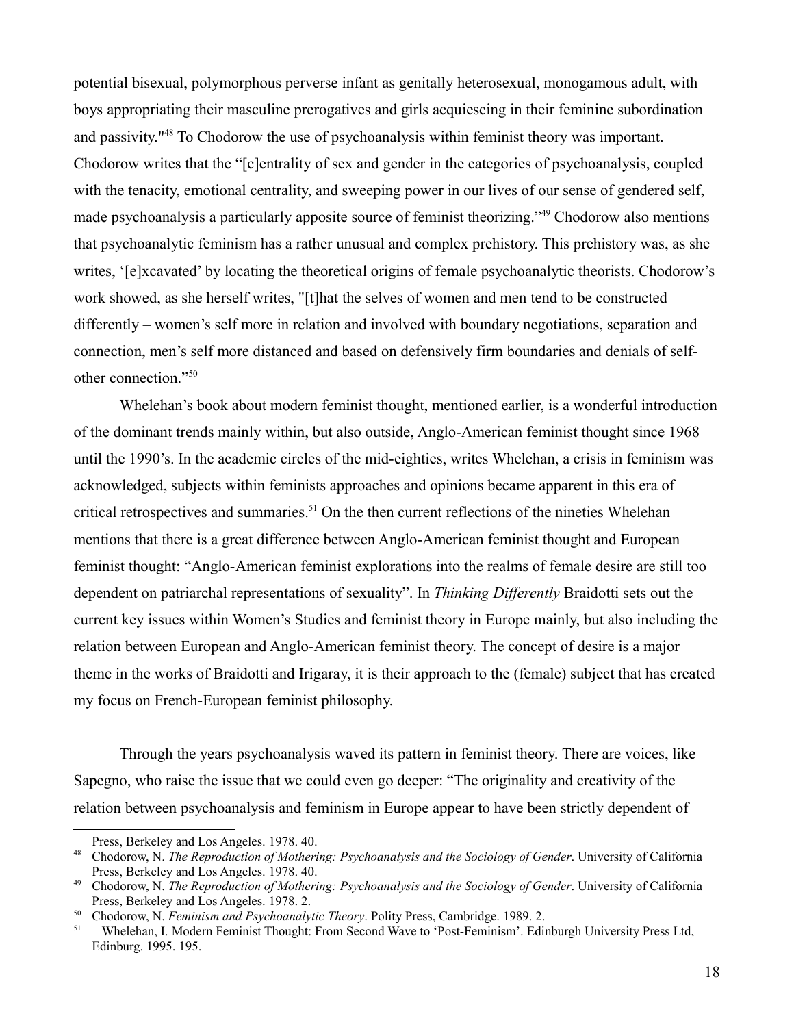potential bisexual, polymorphous perverse infant as genitally heterosexual, monogamous adult, with boys appropriating their masculine prerogatives and girls acquiescing in their feminine subordination and passivity."[48] To Chodorow the use of psychoanalysis within feminist theory was important. Chodorow writes that the "[c]entrality of sex and gender in the categories of psychoanalysis, coupled with the tenacity, emotional centrality, and sweeping power in our lives of our sense of gendered self, made psychoanalysis a particularly apposite source of feminist theorizing."[49] Chodorow also mentions that psychoanalytic feminism has a rather unusual and complex prehistory. This prehistory was, as she writes, '[e]xcavated' by locating the theoretical origins of female psychoanalytic theorists. Chodorow's work showed, as she herself writes, "[t]hat the selves of women and men tend to be constructed differently – women's self more in relation and involved with boundary negotiations, separation and connection, men's self more distanced and based on defensively firm boundaries and denials of self-other connection."[50]

Whelehan's book about modern feminist thought, mentioned earlier, is a wonderful introduction of the dominant trends mainly within, but also outside, Anglo-American feminist thought since 1968 until the 1990's. In the academic circles of the mid-eighties, writes Whelehan, a crisis in feminism was acknowledged, subjects within feminists approaches and opinions became apparent in this era of critical retrospectives and summaries.[51] On the then current reflections of the nineties Whelehan mentions that there is a great difference between Anglo-American feminist thought and European feminist thought: "Anglo-American feminist explorations into the realms of female desire are still too dependent on patriarchal representations of sexuality". In *Thinking Differently* Braidotti sets out the current key issues within Women's Studies and feminist theory in Europe mainly, but also including the relation between European and Anglo-American feminist theory. The concept of desire is a major theme in the works of Braidotti and Irigaray, it is their approach to the (female) subject that has created my focus on French-European feminist philosophy.

Through the years psychoanalysis waved its pattern in feminist theory. There are voices, like Sapegno, who raise the issue that we could even go deeper: "The originality and creativity of the relation between psychoanalysis and feminism in Europe appear to have been strictly dependent of

---

Press, Berkeley and Los Angeles. 1978. 40.

[48] Chodorow, N. *The Reproduction of Mothering: Psychoanalysis and the Sociology of Gender*. University of California Press, Berkeley and Los Angeles. 1978. 40.

[49] Chodorow, N. *The Reproduction of Mothering: Psychoanalysis and the Sociology of Gender*. University of California Press, Berkeley and Los Angeles. 1978. 2.

[50] Chodorow, N. *Feminism and Psychoanalytic Theory*. Polity Press, Cambridge. 1989. 2.

[51] Whelehan, I. Modern Feminist Thought: From Second Wave to 'Post-Feminism'. Edinburgh University Press Ltd, Edinburg. 1995. 195.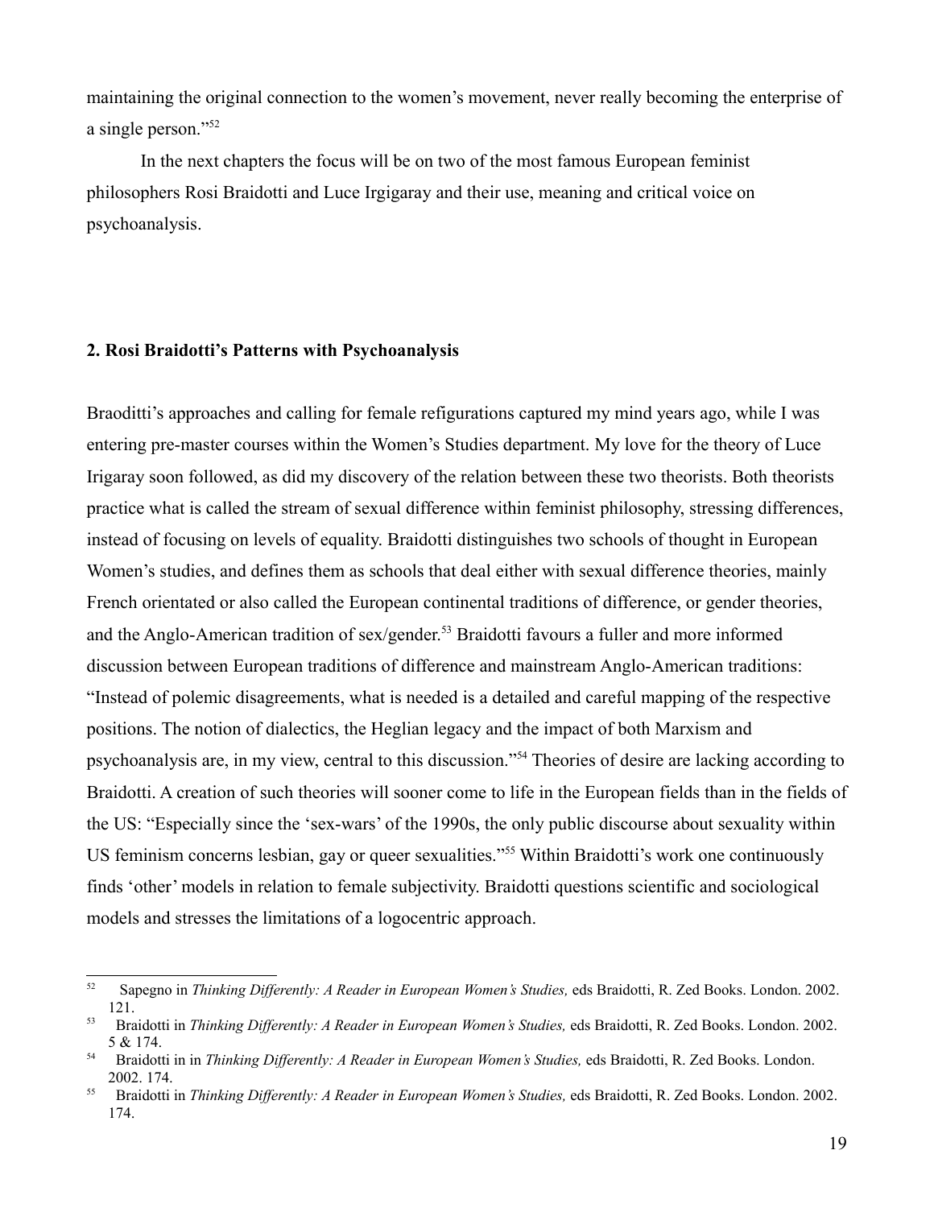maintaining the original connection to the women's movement, never really becoming the enterprise of a single person."[52]

In the next chapters the focus will be on two of the most famous European feminist philosophers Rosi Braidotti and Luce Irgigaray and their use, meaning and critical voice on psychoanalysis.

## 2. Rosi Braidotti's Patterns with Psychoanalysis

Braoditti's approaches and calling for female refigurations captured my mind years ago, while I was entering pre-master courses within the Women's Studies department. My love for the theory of Luce Irigaray soon followed, as did my discovery of the relation between these two theorists. Both theorists practice what is called the stream of sexual difference within feminist philosophy, stressing differences, instead of focusing on levels of equality. Braidotti distinguishes two schools of thought in European Women's studies, and defines them as schools that deal either with sexual difference theories, mainly French orientated or also called the European continental traditions of difference, or gender theories, and the Anglo-American tradition of sex/gender.[53] Braidotti favours a fuller and more informed discussion between European traditions of difference and mainstream Anglo-American traditions: "Instead of polemic disagreements, what is needed is a detailed and careful mapping of the respective positions. The notion of dialectics, the Heglian legacy and the impact of both Marxism and psychoanalysis are, in my view, central to this discussion."[54] Theories of desire are lacking according to Braidotti. A creation of such theories will sooner come to life in the European fields than in the fields of the US: "Especially since the 'sex-wars' of the 1990s, the only public discourse about sexuality within US feminism concerns lesbian, gay or queer sexualities."[55] Within Braidotti's work one continuously finds 'other' models in relation to female subjectivity. Braidotti questions scientific and sociological models and stresses the limitations of a logocentric approach.

---

[52] Sapegno in *Thinking Differently: A Reader in European Women's Studies,* eds Braidotti, R. Zed Books. London. 2002. 121.

[53] Braidotti in *Thinking Differently: A Reader in European Women's Studies,* eds Braidotti, R. Zed Books. London. 2002. 5 & 174.

[54] Braidotti in in *Thinking Differently: A Reader in European Women's Studies,* eds Braidotti, R. Zed Books. London. 2002. 174.

[55] Braidotti in *Thinking Differently: A Reader in European Women's Studies,* eds Braidotti, R. Zed Books. London. 2002. 174.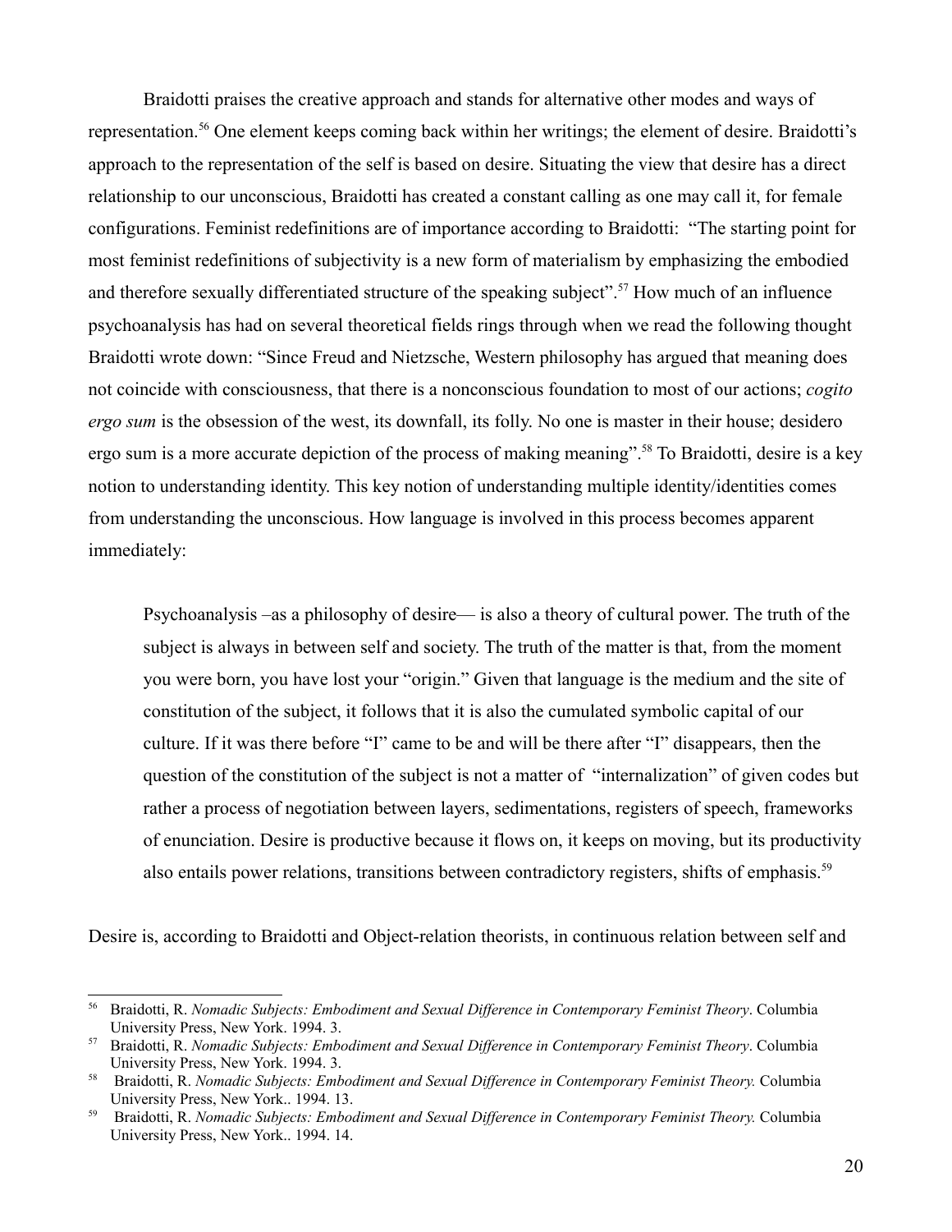Braidotti praises the creative approach and stands for alternative other modes and ways of representation.[56] One element keeps coming back within her writings; the element of desire. Braidotti's approach to the representation of the self is based on desire. Situating the view that desire has a direct relationship to our unconscious, Braidotti has created a constant calling as one may call it, for female configurations. Feminist redefinitions are of importance according to Braidotti: "The starting point for most feminist redefinitions of subjectivity is a new form of materialism by emphasizing the embodied and therefore sexually differentiated structure of the speaking subject".[57] How much of an influence psychoanalysis has had on several theoretical fields rings through when we read the following thought Braidotti wrote down: "Since Freud and Nietzsche, Western philosophy has argued that meaning does not coincide with consciousness, that there is a nonconscious foundation to most of our actions; *cogito ergo sum* is the obsession of the west, its downfall, its folly. No one is master in their house; desidero ergo sum is a more accurate depiction of the process of making meaning".[58] To Braidotti, desire is a key notion to understanding identity. This key notion of understanding multiple identity/identities comes from understanding the unconscious. How language is involved in this process becomes apparent immediately:

> Psychoanalysis –as a philosophy of desire— is also a theory of cultural power. The truth of the subject is always in between self and society. The truth of the matter is that, from the moment you were born, you have lost your "origin." Given that language is the medium and the site of constitution of the subject, it follows that it is also the cumulated symbolic capital of our culture. If it was there before "I" came to be and will be there after "I" disappears, then the question of the constitution of the subject is not a matter of "internalization" of given codes but rather a process of negotiation between layers, sedimentations, registers of speech, frameworks of enunciation. Desire is productive because it flows on, it keeps on moving, but its productivity also entails power relations, transitions between contradictory registers, shifts of emphasis.[59]

Desire is, according to Braidotti and Object-relation theorists, in continuous relation between self and

---

[56] Braidotti, R. *Nomadic Subjects: Embodiment and Sexual Difference in Contemporary Feminist Theory*. Columbia University Press, New York. 1994. 3.

[57] Braidotti, R. *Nomadic Subjects: Embodiment and Sexual Difference in Contemporary Feminist Theory*. Columbia University Press, New York. 1994. 3.

[58] Braidotti, R. *Nomadic Subjects: Embodiment and Sexual Difference in Contemporary Feminist Theory.* Columbia University Press, New York.. 1994. 13.

[59] Braidotti, R. *Nomadic Subjects: Embodiment and Sexual Difference in Contemporary Feminist Theory.* Columbia University Press, New York.. 1994. 14.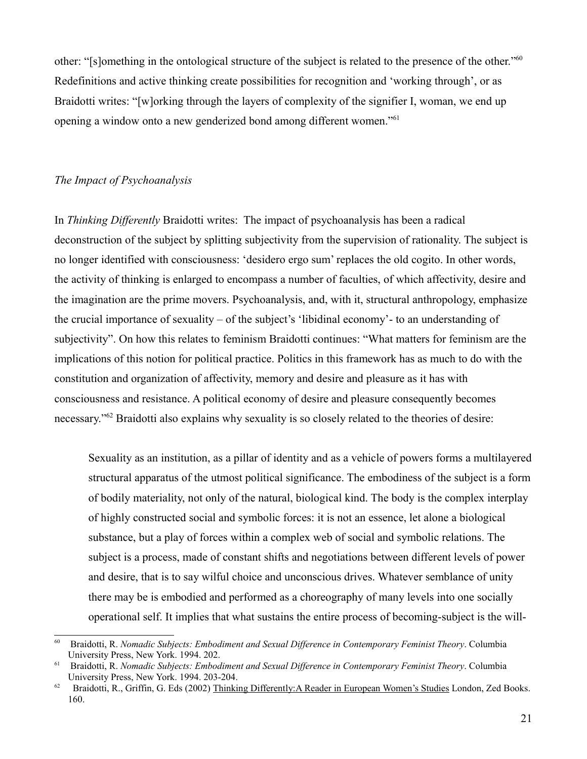other: "[s]omething in the ontological structure of the subject is related to the presence of the other."[60] Redefinitions and active thinking create possibilities for recognition and 'working through', or as Braidotti writes: "[w]orking through the layers of complexity of the signifier I, woman, we end up opening a window onto a new genderized bond among different women."[61]

*The Impact of Psychoanalysis*

In *Thinking Differently* Braidotti writes: The impact of psychoanalysis has been a radical deconstruction of the subject by splitting subjectivity from the supervision of rationality. The subject is no longer identified with consciousness: 'desidero ergo sum' replaces the old cogito. In other words, the activity of thinking is enlarged to encompass a number of faculties, of which affectivity, desire and the imagination are the prime movers. Psychoanalysis, and, with it, structural anthropology, emphasize the crucial importance of sexuality – of the subject's 'libidinal economy'- to an understanding of subjectivity". On how this relates to feminism Braidotti continues: "What matters for feminism are the implications of this notion for political practice. Politics in this framework has as much to do with the constitution and organization of affectivity, memory and desire and pleasure as it has with consciousness and resistance. A political economy of desire and pleasure consequently becomes necessary."[62] Braidotti also explains why sexuality is so closely related to the theories of desire:

> Sexuality as an institution, as a pillar of identity and as a vehicle of powers forms a multilayered structural apparatus of the utmost political significance. The embodiness of the subject is a form of bodily materiality, not only of the natural, biological kind. The body is the complex interplay of highly constructed social and symbolic forces: it is not an essence, let alone a biological substance, but a play of forces within a complex web of social and symbolic relations. The subject is a process, made of constant shifts and negotiations between different levels of power and desire, that is to say wilful choice and unconscious drives. Whatever semblance of unity there may be is embodied and performed as a choreography of many levels into one socially operational self. It implies that what sustains the entire process of becoming-subject is the will-

---

[60] Braidotti, R. *Nomadic Subjects: Embodiment and Sexual Difference in Contemporary Feminist Theory*. Columbia University Press, New York. 1994. 202.

[61] Braidotti, R. *Nomadic Subjects: Embodiment and Sexual Difference in Contemporary Feminist Theory*. Columbia University Press, New York. 1994. 203-204.

[62] Braidotti, R., Griffin, G. Eds (2002) Thinking Differently:A Reader in European Women's Studies London, Zed Books. 160.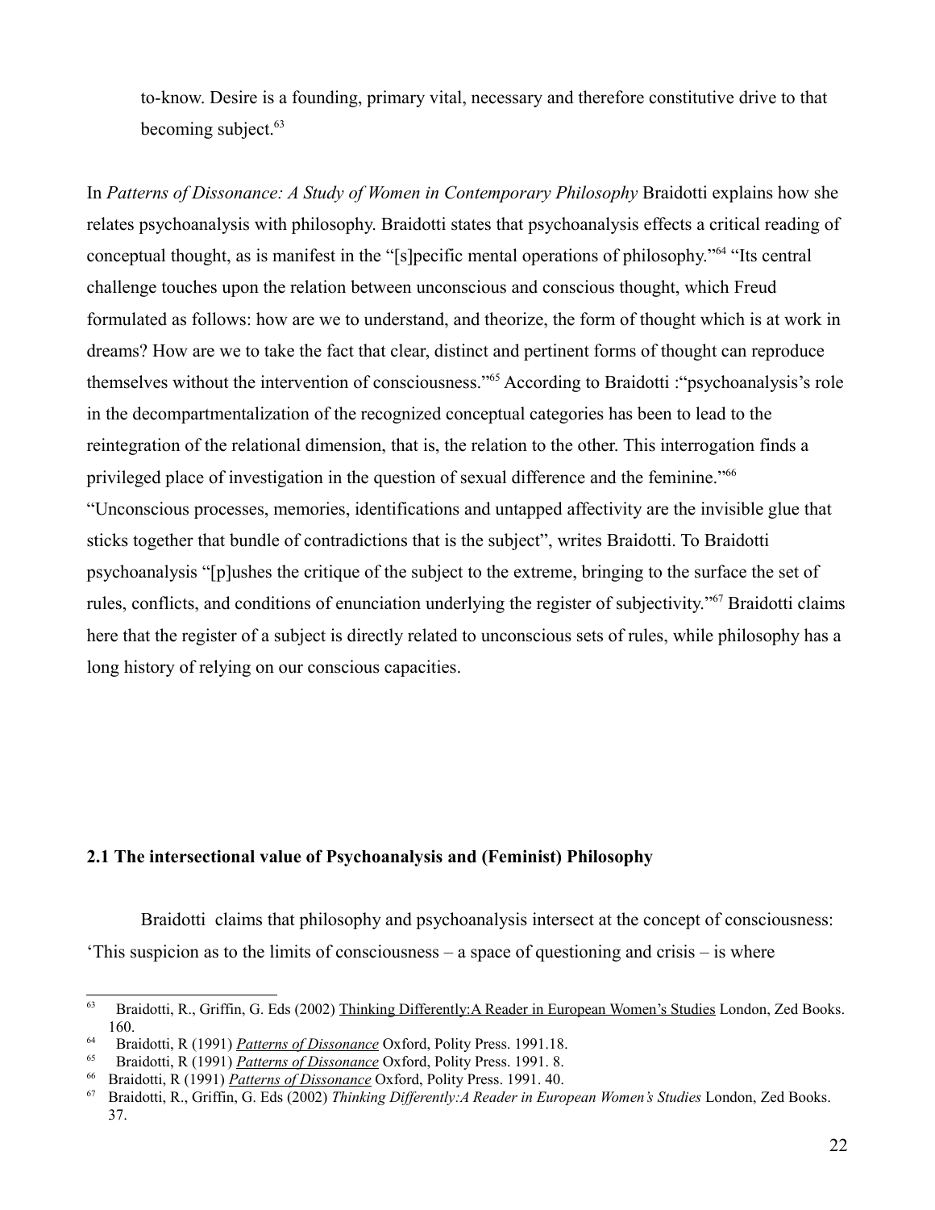to-know. Desire is a founding, primary vital, necessary and therefore constitutive drive to that becoming subject.[63]

In *Patterns of Dissonance: A Study of Women in Contemporary Philosophy* Braidotti explains how she relates psychoanalysis with philosophy. Braidotti states that psychoanalysis effects a critical reading of conceptual thought, as is manifest in the "[s]pecific mental operations of philosophy."[64] "Its central challenge touches upon the relation between unconscious and conscious thought, which Freud formulated as follows: how are we to understand, and theorize, the form of thought which is at work in dreams? How are we to take the fact that clear, distinct and pertinent forms of thought can reproduce themselves without the intervention of consciousness."[65] According to Braidotti :"psychoanalysis's role in the decompartmentalization of the recognized conceptual categories has been to lead to the reintegration of the relational dimension, that is, the relation to the other. This interrogation finds a privileged place of investigation in the question of sexual difference and the feminine."[66] "Unconscious processes, memories, identifications and untapped affectivity are the invisible glue that sticks together that bundle of contradictions that is the subject", writes Braidotti. To Braidotti psychoanalysis "[p]ushes the critique of the subject to the extreme, bringing to the surface the set of rules, conflicts, and conditions of enunciation underlying the register of subjectivity."[67] Braidotti claims here that the register of a subject is directly related to unconscious sets of rules, while philosophy has a long history of relying on our conscious capacities.

## 2.1 The intersectional value of Psychoanalysis and (Feminist) Philosophy

Braidotti claims that philosophy and psychoanalysis intersect at the concept of consciousness: 'This suspicion as to the limits of consciousness – a space of questioning and crisis – is where

---

[63] Braidotti, R., Griffin, G. Eds (2002) Thinking Differently:A Reader in European Women's Studies London, Zed Books. 160.

[64] Braidotti, R (1991) *Patterns of Dissonance* Oxford, Polity Press. 1991.18.

[65] Braidotti, R (1991) *Patterns of Dissonance* Oxford, Polity Press. 1991. 8.

[66] Braidotti, R (1991) *Patterns of Dissonance* Oxford, Polity Press. 1991. 40.

[67] Braidotti, R., Griffin, G. Eds (2002) *Thinking Differently:A Reader in European Women's Studies* London, Zed Books. 37.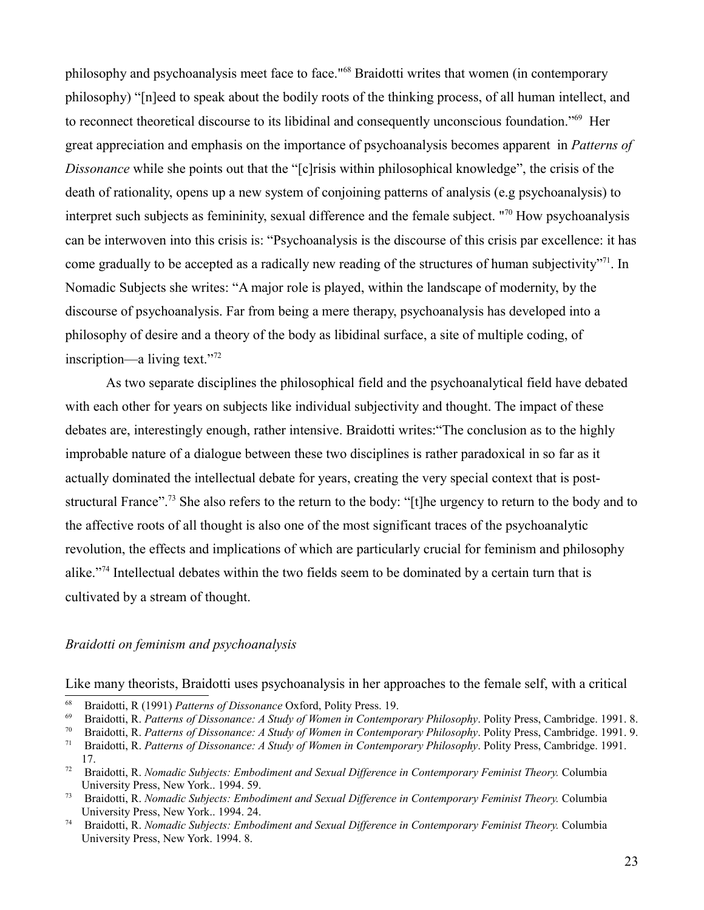philosophy and psychoanalysis meet face to face."[68] Braidotti writes that women (in contemporary philosophy) "[n]eed to speak about the bodily roots of the thinking process, of all human intellect, and to reconnect theoretical discourse to its libidinal and consequently unconscious foundation."[69] Her great appreciation and emphasis on the importance of psychoanalysis becomes apparent in *Patterns of Dissonance* while she points out that the "[c]risis within philosophical knowledge", the crisis of the death of rationality, opens up a new system of conjoining patterns of analysis (e.g psychoanalysis) to interpret such subjects as femininity, sexual difference and the female subject. "[70] How psychoanalysis can be interwoven into this crisis is: "Psychoanalysis is the discourse of this crisis par excellence: it has come gradually to be accepted as a radically new reading of the structures of human subjectivity"[71]. In Nomadic Subjects she writes: "A major role is played, within the landscape of modernity, by the discourse of psychoanalysis. Far from being a mere therapy, psychoanalysis has developed into a philosophy of desire and a theory of the body as libidinal surface, a site of multiple coding, of inscription—a living text."[72]

As two separate disciplines the philosophical field and the psychoanalytical field have debated with each other for years on subjects like individual subjectivity and thought. The impact of these debates are, interestingly enough, rather intensive. Braidotti writes:"The conclusion as to the highly improbable nature of a dialogue between these two disciplines is rather paradoxical in so far as it actually dominated the intellectual debate for years, creating the very special context that is post-structural France".[73] She also refers to the return to the body: "[t]he urgency to return to the body and to the affective roots of all thought is also one of the most significant traces of the psychoanalytic revolution, the effects and implications of which are particularly crucial for feminism and philosophy alike."[74] Intellectual debates within the two fields seem to be dominated by a certain turn that is cultivated by a stream of thought.

*Braidotti on feminism and psychoanalysis*

Like many theorists, Braidotti uses psychoanalysis in her approaches to the female self, with a critical

---

[68] Braidotti, R (1991) *Patterns of Dissonance* Oxford, Polity Press. 19.

[69] Braidotti, R. *Patterns of Dissonance: A Study of Women in Contemporary Philosophy*. Polity Press, Cambridge. 1991. 8.

[70] Braidotti, R. *Patterns of Dissonance: A Study of Women in Contemporary Philosophy*. Polity Press, Cambridge. 1991. 9.

[71] Braidotti, R. *Patterns of Dissonance: A Study of Women in Contemporary Philosophy*. Polity Press, Cambridge. 1991. 17.

[72] Braidotti, R. *Nomadic Subjects: Embodiment and Sexual Difference in Contemporary Feminist Theory.* Columbia University Press, New York.. 1994. 59.

[73] Braidotti, R. *Nomadic Subjects: Embodiment and Sexual Difference in Contemporary Feminist Theory.* Columbia University Press, New York.. 1994. 24.

[74] Braidotti, R. *Nomadic Subjects: Embodiment and Sexual Difference in Contemporary Feminist Theory.* Columbia University Press, New York. 1994. 8.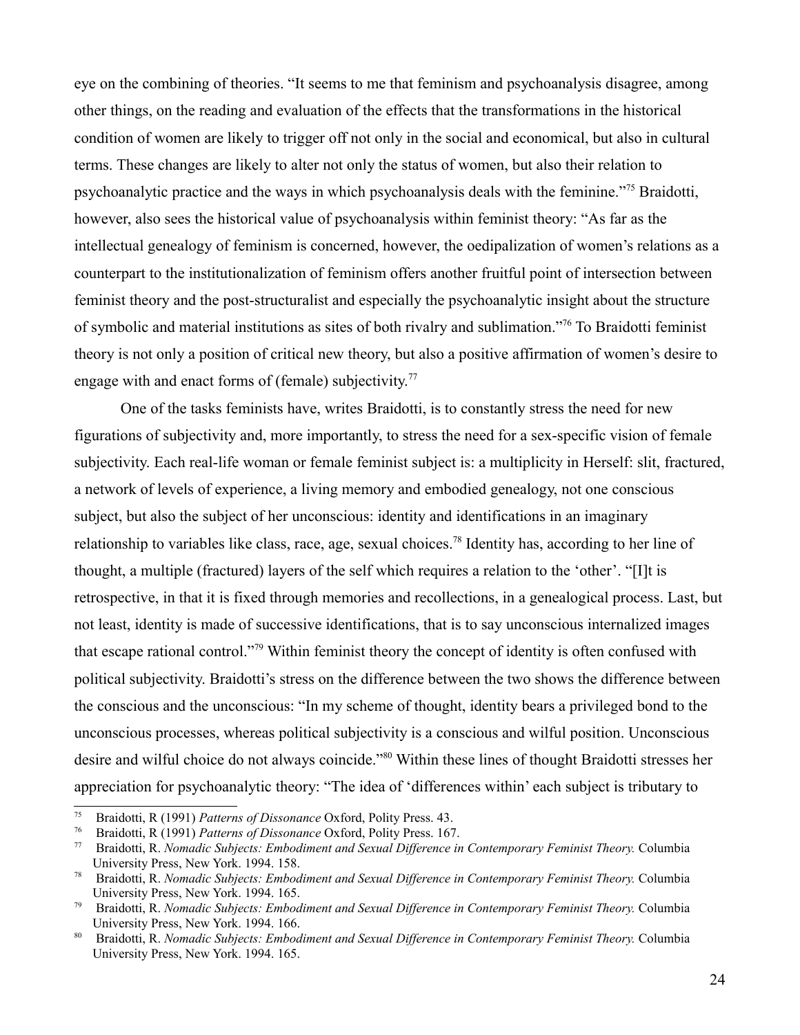eye on the combining of theories. "It seems to me that feminism and psychoanalysis disagree, among other things, on the reading and evaluation of the effects that the transformations in the historical condition of women are likely to trigger off not only in the social and economical, but also in cultural terms. These changes are likely to alter not only the status of women, but also their relation to psychoanalytic practice and the ways in which psychoanalysis deals with the feminine."[75] Braidotti, however, also sees the historical value of psychoanalysis within feminist theory: "As far as the intellectual genealogy of feminism is concerned, however, the oedipalization of women's relations as a counterpart to the institutionalization of feminism offers another fruitful point of intersection between feminist theory and the post-structuralist and especially the psychoanalytic insight about the structure of symbolic and material institutions as sites of both rivalry and sublimation."[76] To Braidotti feminist theory is not only a position of critical new theory, but also a positive affirmation of women's desire to engage with and enact forms of (female) subjectivity.[77]

One of the tasks feminists have, writes Braidotti, is to constantly stress the need for new figurations of subjectivity and, more importantly, to stress the need for a sex-specific vision of female subjectivity. Each real-life woman or female feminist subject is: a multiplicity in Herself: slit, fractured, a network of levels of experience, a living memory and embodied genealogy, not one conscious subject, but also the subject of her unconscious: identity and identifications in an imaginary relationship to variables like class, race, age, sexual choices.[78] Identity has, according to her line of thought, a multiple (fractured) layers of the self which requires a relation to the 'other'. "[I]t is retrospective, in that it is fixed through memories and recollections, in a genealogical process. Last, but not least, identity is made of successive identifications, that is to say unconscious internalized images that escape rational control."[79] Within feminist theory the concept of identity is often confused with political subjectivity. Braidotti's stress on the difference between the two shows the difference between the conscious and the unconscious: "In my scheme of thought, identity bears a privileged bond to the unconscious processes, whereas political subjectivity is a conscious and wilful position. Unconscious desire and wilful choice do not always coincide."[80] Within these lines of thought Braidotti stresses her appreciation for psychoanalytic theory: "The idea of 'differences within' each subject is tributary to

---

[75] Braidotti, R (1991) *Patterns of Dissonance* Oxford, Polity Press. 43.

[76] Braidotti, R (1991) *Patterns of Dissonance* Oxford, Polity Press. 167.

[77] Braidotti, R. *Nomadic Subjects: Embodiment and Sexual Difference in Contemporary Feminist Theory.* Columbia University Press, New York. 1994. 158.

[78] Braidotti, R. *Nomadic Subjects: Embodiment and Sexual Difference in Contemporary Feminist Theory.* Columbia University Press, New York. 1994. 165.

[79] Braidotti, R. *Nomadic Subjects: Embodiment and Sexual Difference in Contemporary Feminist Theory.* Columbia University Press, New York. 1994. 166.

[80] Braidotti, R. *Nomadic Subjects: Embodiment and Sexual Difference in Contemporary Feminist Theory.* Columbia University Press, New York. 1994. 165.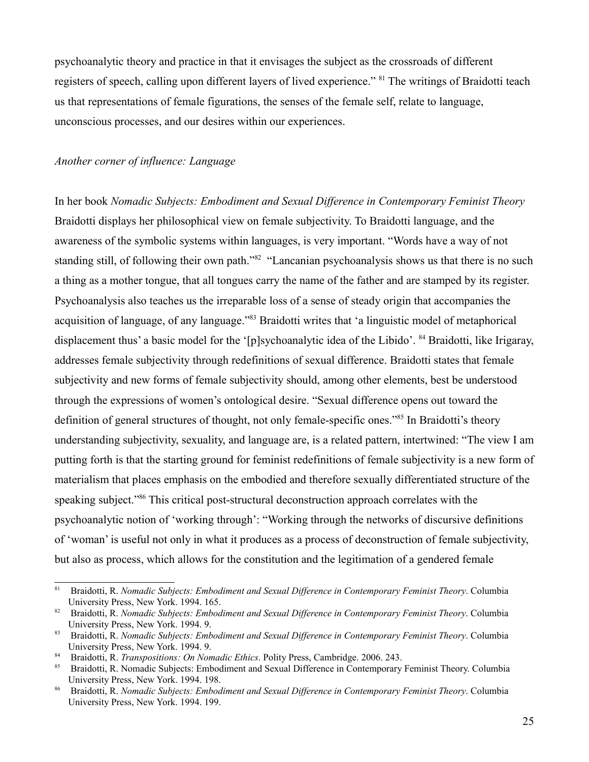psychoanalytic theory and practice in that it envisages the subject as the crossroads of different registers of speech, calling upon different layers of lived experience." [81] The writings of Braidotti teach us that representations of female figurations, the senses of the female self, relate to language, unconscious processes, and our desires within our experiences.

*Another corner of influence: Language*

In her book *Nomadic Subjects: Embodiment and Sexual Difference in Contemporary Feminist Theory* Braidotti displays her philosophical view on female subjectivity. To Braidotti language, and the awareness of the symbolic systems within languages, is very important. "Words have a way of not standing still, of following their own path."[82] "Lancanian psychoanalysis shows us that there is no such a thing as a mother tongue, that all tongues carry the name of the father and are stamped by its register. Psychoanalysis also teaches us the irreparable loss of a sense of steady origin that accompanies the acquisition of language, of any language."[83] Braidotti writes that 'a linguistic model of metaphorical displacement thus' a basic model for the '[p]sychoanalytic idea of the Libido'. [84] Braidotti, like Irigaray, addresses female subjectivity through redefinitions of sexual difference. Braidotti states that female subjectivity and new forms of female subjectivity should, among other elements, best be understood through the expressions of women's ontological desire. "Sexual difference opens out toward the definition of general structures of thought, not only female-specific ones."[85] In Braidotti's theory understanding subjectivity, sexuality, and language are, is a related pattern, intertwined: "The view I am putting forth is that the starting ground for feminist redefinitions of female subjectivity is a new form of materialism that places emphasis on the embodied and therefore sexually differentiated structure of the speaking subject."[86] This critical post-structural deconstruction approach correlates with the psychoanalytic notion of 'working through': "Working through the networks of discursive definitions of 'woman' is useful not only in what it produces as a process of deconstruction of female subjectivity, but also as process, which allows for the constitution and the legitimation of a gendered female

---

[81] Braidotti, R. *Nomadic Subjects: Embodiment and Sexual Difference in Contemporary Feminist Theory*. Columbia University Press, New York. 1994. 165.

[82] Braidotti, R. *Nomadic Subjects: Embodiment and Sexual Difference in Contemporary Feminist Theory*. Columbia University Press, New York. 1994. 9.

[83] Braidotti, R. *Nomadic Subjects: Embodiment and Sexual Difference in Contemporary Feminist Theory*. Columbia University Press, New York. 1994. 9.

[84] Braidotti, R. *Transpositions: On Nomadic Ethics*. Polity Press, Cambridge. 2006. 243.

[85] Braidotti, R. Nomadic Subjects: Embodiment and Sexual Difference in Contemporary Feminist Theory. Columbia University Press, New York. 1994. 198.

[86] Braidotti, R. *Nomadic Subjects: Embodiment and Sexual Difference in Contemporary Feminist Theory*. Columbia University Press, New York. 1994. 199.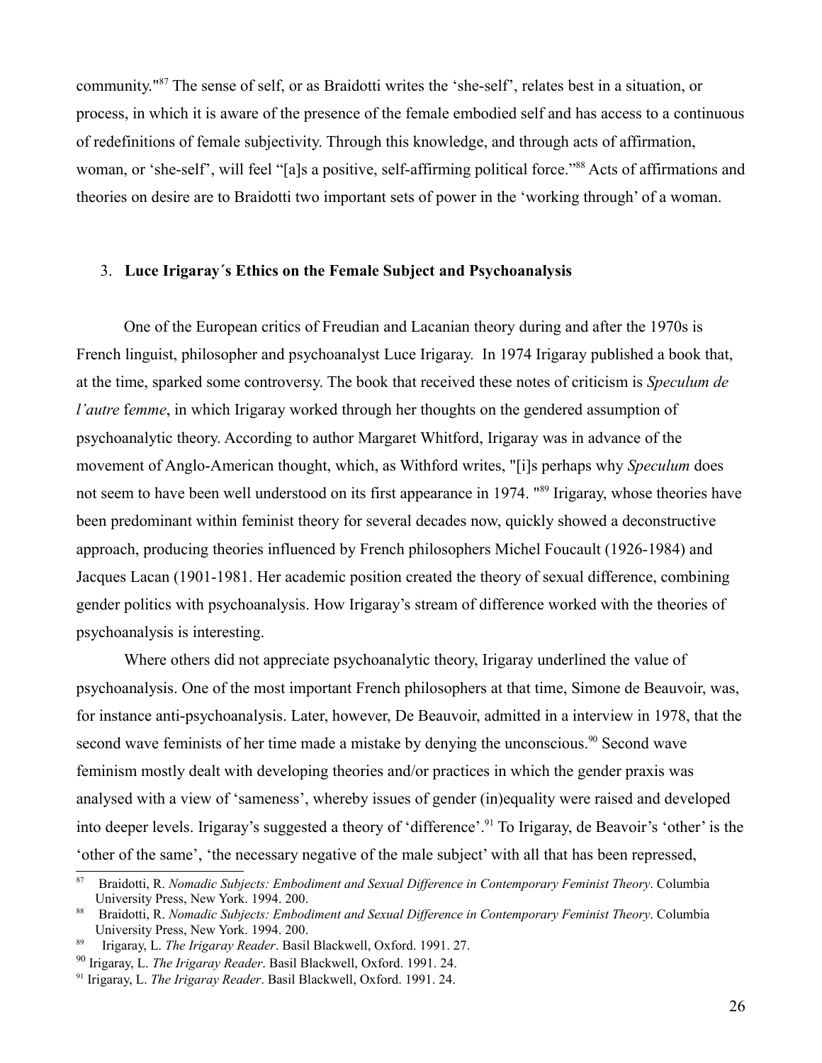community."[87] The sense of self, or as Braidotti writes the 'she-self', relates best in a situation, or process, in which it is aware of the presence of the female embodied self and has access to a continuous of redefinitions of female subjectivity. Through this knowledge, and through acts of affirmation, woman, or 'she-self', will feel "[a]s a positive, self-affirming political force."[88] Acts of affirmations and theories on desire are to Braidotti two important sets of power in the 'working through' of a woman.

### 3. **Luce Irigaray´s Ethics on the Female Subject and Psychoanalysis**

One of the European critics of Freudian and Lacanian theory during and after the 1970s is French linguist, philosopher and psychoanalyst Luce Irigaray. In 1974 Irigaray published a book that, at the time, sparked some controversy. The book that received these notes of criticism is *Speculum de l'autre* f*emme*, in which Irigaray worked through her thoughts on the gendered assumption of psychoanalytic theory. According to author Margaret Whitford, Irigaray was in advance of the movement of Anglo-American thought, which, as Withford writes, "[i]s perhaps why *Speculum* does not seem to have been well understood on its first appearance in 1974. "[89] Irigaray, whose theories have been predominant within feminist theory for several decades now, quickly showed a deconstructive approach, producing theories influenced by French philosophers Michel Foucault (1926-1984) and Jacques Lacan (1901-1981. Her academic position created the theory of sexual difference, combining gender politics with psychoanalysis. How Irigaray's stream of difference worked with the theories of psychoanalysis is interesting.

Where others did not appreciate psychoanalytic theory, Irigaray underlined the value of psychoanalysis. One of the most important French philosophers at that time, Simone de Beauvoir, was, for instance anti-psychoanalysis. Later, however, De Beauvoir, admitted in a interview in 1978, that the second wave feminists of her time made a mistake by denying the unconscious.[90] Second wave feminism mostly dealt with developing theories and/or practices in which the gender praxis was analysed with a view of 'sameness', whereby issues of gender (in)equality were raised and developed into deeper levels. Irigaray's suggested a theory of 'difference'.[91] To Irigaray, de Beavoir's 'other' is the 'other of the same', 'the necessary negative of the male subject' with all that has been repressed,

---

[87] Braidotti, R. *Nomadic Subjects: Embodiment and Sexual Difference in Contemporary Feminist Theory*. Columbia University Press, New York. 1994. 200.

[88] Braidotti, R. *Nomadic Subjects: Embodiment and Sexual Difference in Contemporary Feminist Theory*. Columbia University Press, New York. 1994. 200.

[89] Irigaray, L. *The Irigaray Reader*. Basil Blackwell, Oxford. 1991. 27.

[90] Irigaray, L. *The Irigaray Reader*. Basil Blackwell, Oxford. 1991. 24.

[91] Irigaray, L. *The Irigaray Reader*. Basil Blackwell, Oxford. 1991. 24.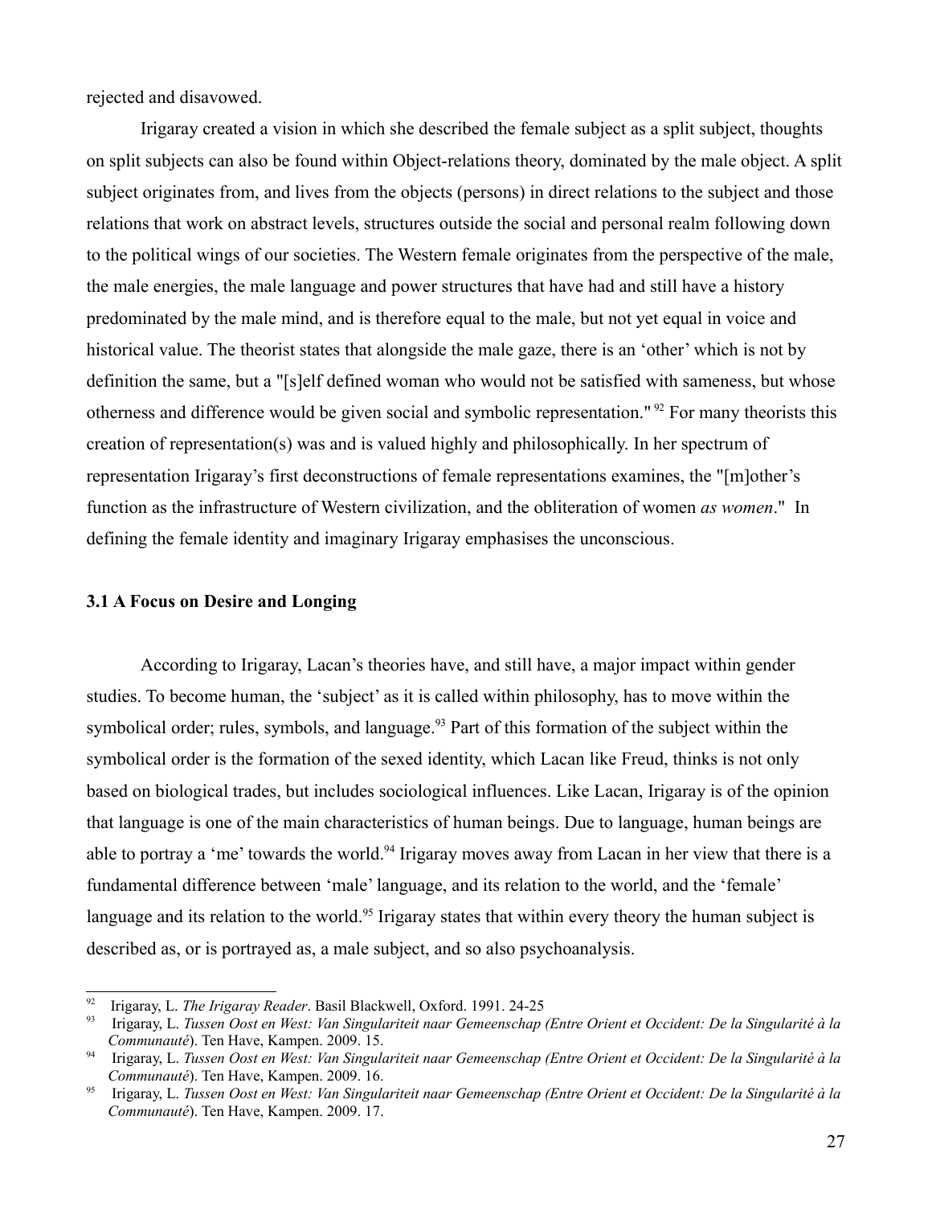rejected and disavowed.

Irigaray created a vision in which she described the female subject as a split subject, thoughts on split subjects can also be found within Object-relations theory, dominated by the male object. A split subject originates from, and lives from the objects (persons) in direct relations to the subject and those relations that work on abstract levels, structures outside the social and personal realm following down to the political wings of our societies. The Western female originates from the perspective of the male, the male energies, the male language and power structures that have had and still have a history predominated by the male mind, and is therefore equal to the male, but not yet equal in voice and historical value. The theorist states that alongside the male gaze, there is an 'other' which is not by definition the same, but a "[s]elf defined woman who would not be satisfied with sameness, but whose otherness and difference would be given social and symbolic representation."[92] For many theorists this creation of representation(s) was and is valued highly and philosophically. In her spectrum of representation Irigaray's first deconstructions of female representations examines, the "[m]other's function as the infrastructure of Western civilization, and the obliteration of women *as women*." In defining the female identity and imaginary Irigaray emphasises the unconscious.

### 3.1 A Focus on Desire and Longing

According to Irigaray, Lacan's theories have, and still have, a major impact within gender studies. To become human, the 'subject' as it is called within philosophy, has to move within the symbolical order; rules, symbols, and language.[93] Part of this formation of the subject within the symbolical order is the formation of the sexed identity, which Lacan like Freud, thinks is not only based on biological trades, but includes sociological influences. Like Lacan, Irigaray is of the opinion that language is one of the main characteristics of human beings. Due to language, human beings are able to portray a 'me' towards the world.[94] Irigaray moves away from Lacan in her view that there is a fundamental difference between 'male' language, and its relation to the world, and the 'female' language and its relation to the world.[95] Irigaray states that within every theory the human subject is described as, or is portrayed as, a male subject, and so also psychoanalysis.

---

[92] Irigaray, L. *The Irigaray Reader*. Basil Blackwell, Oxford. 1991. 24-25

[93] Irigaray, L. *Tussen Oost en West: Van Singulariteit naar Gemeenschap (Entre Orient et Occident: De la Singularité à la Communauté*). Ten Have, Kampen. 2009. 15.

[94] Irigaray, L. *Tussen Oost en West: Van Singulariteit naar Gemeenschap (Entre Orient et Occident: De la Singularité à la Communauté*). Ten Have, Kampen. 2009. 16.

[95] Irigaray, L. *Tussen Oost en West: Van Singulariteit naar Gemeenschap (Entre Orient et Occident: De la Singularité à la Communauté*). Ten Have, Kampen. 2009. 17.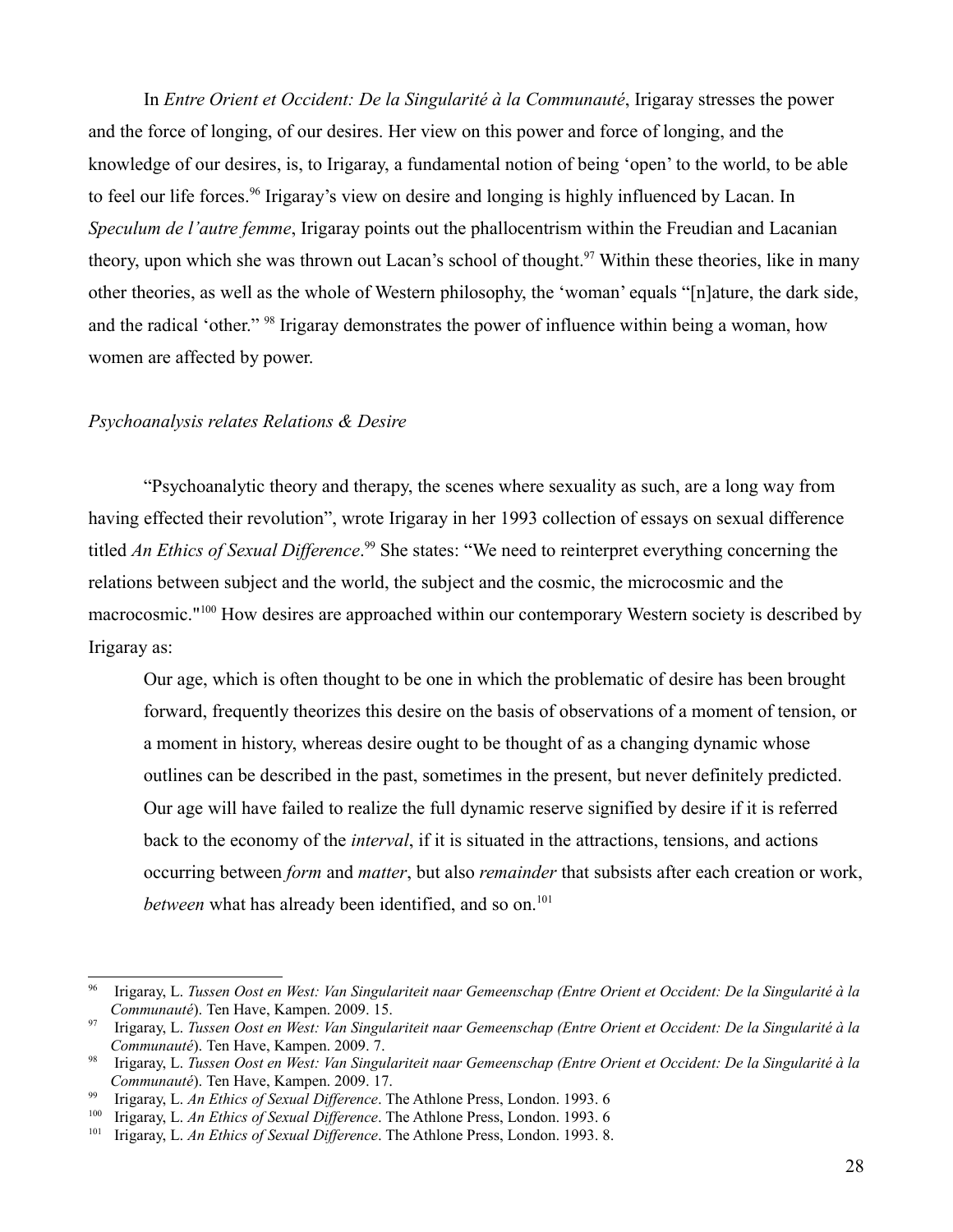In *Entre Orient et Occident: De la Singularité à la Communauté*, Irigaray stresses the power and the force of longing, of our desires. Her view on this power and force of longing, and the knowledge of our desires, is, to Irigaray, a fundamental notion of being 'open' to the world, to be able to feel our life forces.[96] Irigaray's view on desire and longing is highly influenced by Lacan. In *Speculum de l'autre femme*, Irigaray points out the phallocentrism within the Freudian and Lacanian theory, upon which she was thrown out Lacan's school of thought.[97] Within these theories, like in many other theories, as well as the whole of Western philosophy, the 'woman' equals "[n]ature, the dark side, and the radical 'other." [98] Irigaray demonstrates the power of influence within being a woman, how women are affected by power.

*Psychoanalysis relates Relations & Desire*

"Psychoanalytic theory and therapy, the scenes where sexuality as such, are a long way from having effected their revolution", wrote Irigaray in her 1993 collection of essays on sexual difference titled *An Ethics of Sexual Difference*.[99] She states: "We need to reinterpret everything concerning the relations between subject and the world, the subject and the cosmic, the microcosmic and the macrocosmic."[100] How desires are approached within our contemporary Western society is described by Irigaray as:

> Our age, which is often thought to be one in which the problematic of desire has been brought forward, frequently theorizes this desire on the basis of observations of a moment of tension, or a moment in history, whereas desire ought to be thought of as a changing dynamic whose outlines can be described in the past, sometimes in the present, but never definitely predicted. Our age will have failed to realize the full dynamic reserve signified by desire if it is referred back to the economy of the *interval*, if it is situated in the attractions, tensions, and actions occurring between *form* and *matter*, but also *remainder* that subsists after each creation or work, *between* what has already been identified, and so on.[101]

---

[96] Irigaray, L. *Tussen Oost en West: Van Singulariteit naar Gemeenschap (Entre Orient et Occident: De la Singularité à la Communauté*). Ten Have, Kampen. 2009. 15.

[97] Irigaray, L. *Tussen Oost en West: Van Singulariteit naar Gemeenschap (Entre Orient et Occident: De la Singularité à la Communauté*). Ten Have, Kampen. 2009. 7.

[98] Irigaray, L. *Tussen Oost en West: Van Singulariteit naar Gemeenschap (Entre Orient et Occident: De la Singularité à la Communauté*). Ten Have, Kampen. 2009. 17.

[99] Irigaray, L. *An Ethics of Sexual Difference*. The Athlone Press, London. 1993. 6

[100] Irigaray, L. *An Ethics of Sexual Difference*. The Athlone Press, London. 1993. 6

[101] Irigaray, L. *An Ethics of Sexual Difference*. The Athlone Press, London. 1993. 8.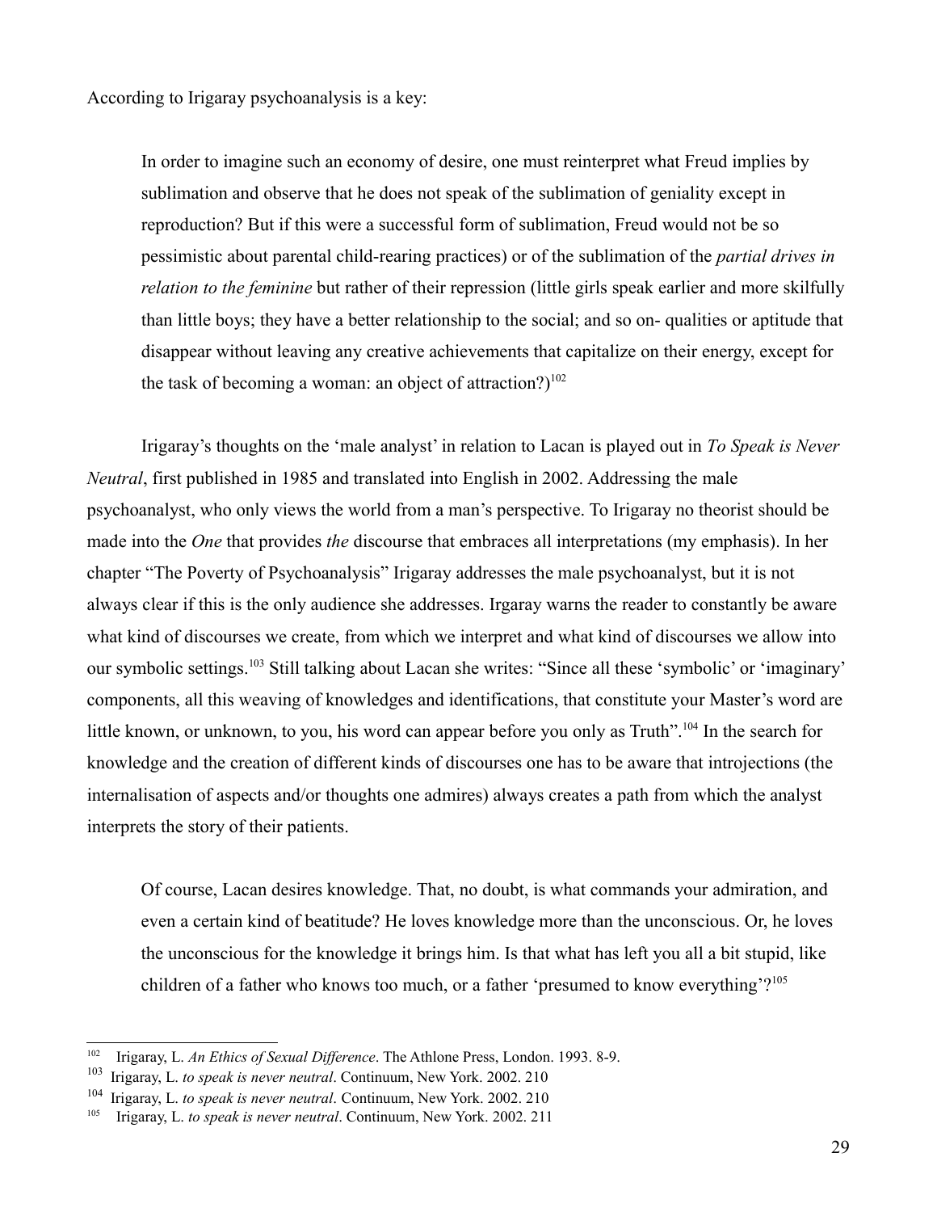According to Irigaray psychoanalysis is a key:

> In order to imagine such an economy of desire, one must reinterpret what Freud implies by sublimation and observe that he does not speak of the sublimation of geniality except in reproduction? But if this were a successful form of sublimation, Freud would not be so pessimistic about parental child-rearing practices) or of the sublimation of the *partial drives in relation to the feminine* but rather of their repression (little girls speak earlier and more skilfully than little boys; they have a better relationship to the social; and so on- qualities or aptitude that disappear without leaving any creative achievements that capitalize on their energy, except for the task of becoming a woman: an object of attraction?)[102]

Irigaray's thoughts on the 'male analyst' in relation to Lacan is played out in *To Speak is Never Neutral*, first published in 1985 and translated into English in 2002. Addressing the male psychoanalyst, who only views the world from a man's perspective. To Irigaray no theorist should be made into the *One* that provides *the* discourse that embraces all interpretations (my emphasis). In her chapter "The Poverty of Psychoanalysis" Irigaray addresses the male psychoanalyst, but it is not always clear if this is the only audience she addresses. Irgaray warns the reader to constantly be aware what kind of discourses we create, from which we interpret and what kind of discourses we allow into our symbolic settings.[103] Still talking about Lacan she writes: "Since all these 'symbolic' or 'imaginary' components, all this weaving of knowledges and identifications, that constitute your Master's word are little known, or unknown, to you, his word can appear before you only as Truth".[104] In the search for knowledge and the creation of different kinds of discourses one has to be aware that introjections (the internalisation of aspects and/or thoughts one admires) always creates a path from which the analyst interprets the story of their patients.

> Of course, Lacan desires knowledge. That, no doubt, is what commands your admiration, and even a certain kind of beatitude? He loves knowledge more than the unconscious. Or, he loves the unconscious for the knowledge it brings him. Is that what has left you all a bit stupid, like children of a father who knows too much, or a father 'presumed to know everything'?[105]

---

[102] Irigaray, L. *An Ethics of Sexual Difference*. The Athlone Press, London. 1993. 8-9.

[103] Irigaray, L. *to speak is never neutral*. Continuum, New York. 2002. 210

[104] Irigaray, L. *to speak is never neutral*. Continuum, New York. 2002. 210

[105] Irigaray, L. *to speak is never neutral*. Continuum, New York. 2002. 211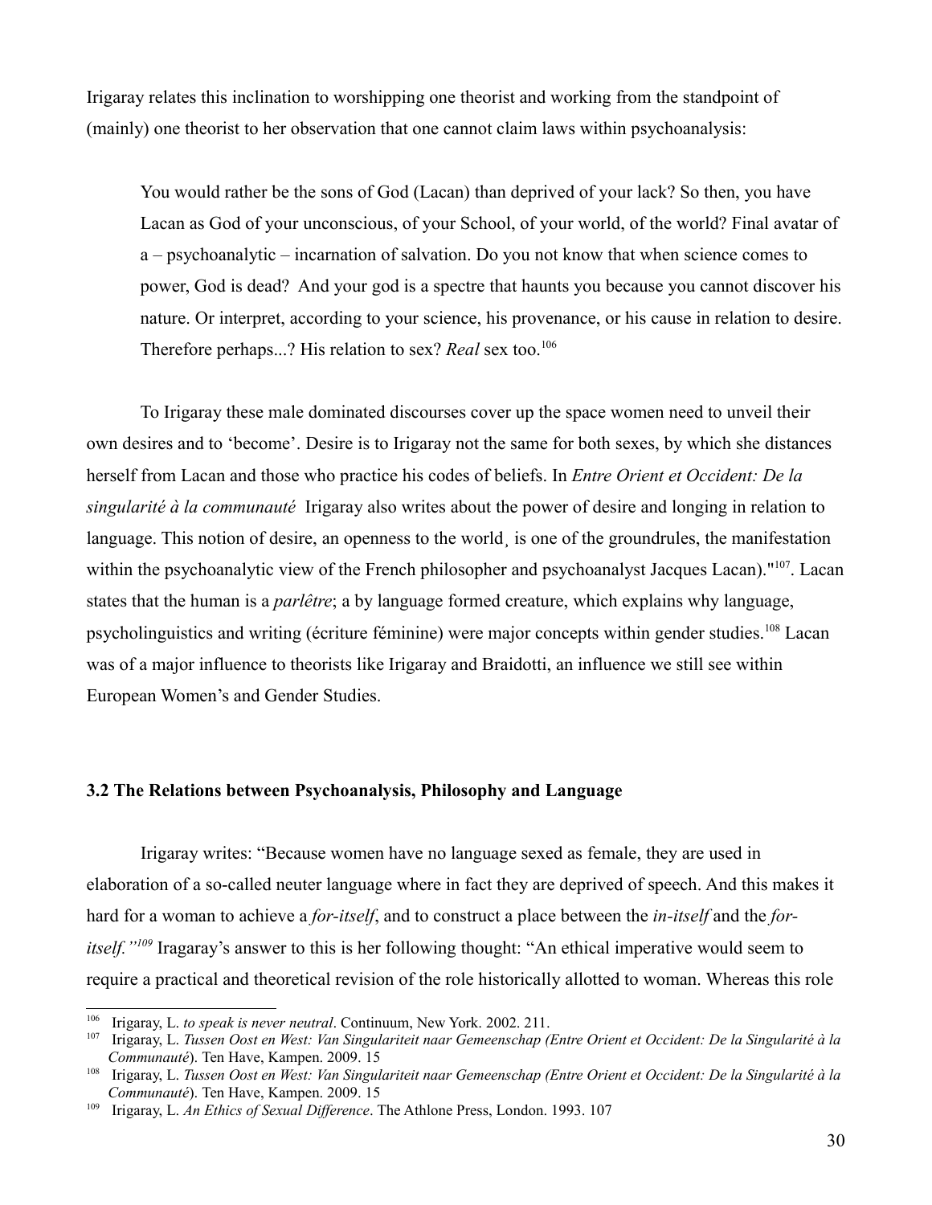Irigaray relates this inclination to worshipping one theorist and working from the standpoint of (mainly) one theorist to her observation that one cannot claim laws within psychoanalysis:

> You would rather be the sons of God (Lacan) than deprived of your lack? So then, you have Lacan as God of your unconscious, of your School, of your world, of the world? Final avatar of a – psychoanalytic – incarnation of salvation. Do you not know that when science comes to power, God is dead? And your god is a spectre that haunts you because you cannot discover his nature. Or interpret, according to your science, his provenance, or his cause in relation to desire. Therefore perhaps...? His relation to sex? *Real* sex too.[106]

To Irigaray these male dominated discourses cover up the space women need to unveil their own desires and to 'become'. Desire is to Irigaray not the same for both sexes, by which she distances herself from Lacan and those who practice his codes of beliefs. In *Entre Orient et Occident: De la singularité à la communauté* Irigaray also writes about the power of desire and longing in relation to language. This notion of desire, an openness to the world¸ is one of the groundrules, the manifestation within the psychoanalytic view of the French philosopher and psychoanalyst Jacques Lacan)."[107]. Lacan states that the human is a *parlêtre*; a by language formed creature, which explains why language, psycholinguistics and writing (écriture féminine) were major concepts within gender studies.[108] Lacan was of a major influence to theorists like Irigaray and Braidotti, an influence we still see within European Women's and Gender Studies.

### 3.2 The Relations between Psychoanalysis, Philosophy and Language

Irigaray writes: "Because women have no language sexed as female, they are used in elaboration of a so-called neuter language where in fact they are deprived of speech. And this makes it hard for a woman to achieve a *for-itself*, and to construct a place between the *in-itself* and the *for-itself."*[109] Iragaray's answer to this is her following thought: "An ethical imperative would seem to require a practical and theoretical revision of the role historically allotted to woman. Whereas this role

---

[106] Irigaray, L. *to speak is never neutral*. Continuum, New York. 2002. 211.

[107] Irigaray, L. *Tussen Oost en West: Van Singulariteit naar Gemeenschap (Entre Orient et Occident: De la Singularité à la Communauté*). Ten Have, Kampen. 2009. 15

[108] Irigaray, L. *Tussen Oost en West: Van Singulariteit naar Gemeenschap (Entre Orient et Occident: De la Singularité à la Communauté*). Ten Have, Kampen. 2009. 15

[109] Irigaray, L. *An Ethics of Sexual Difference*. The Athlone Press, London. 1993. 107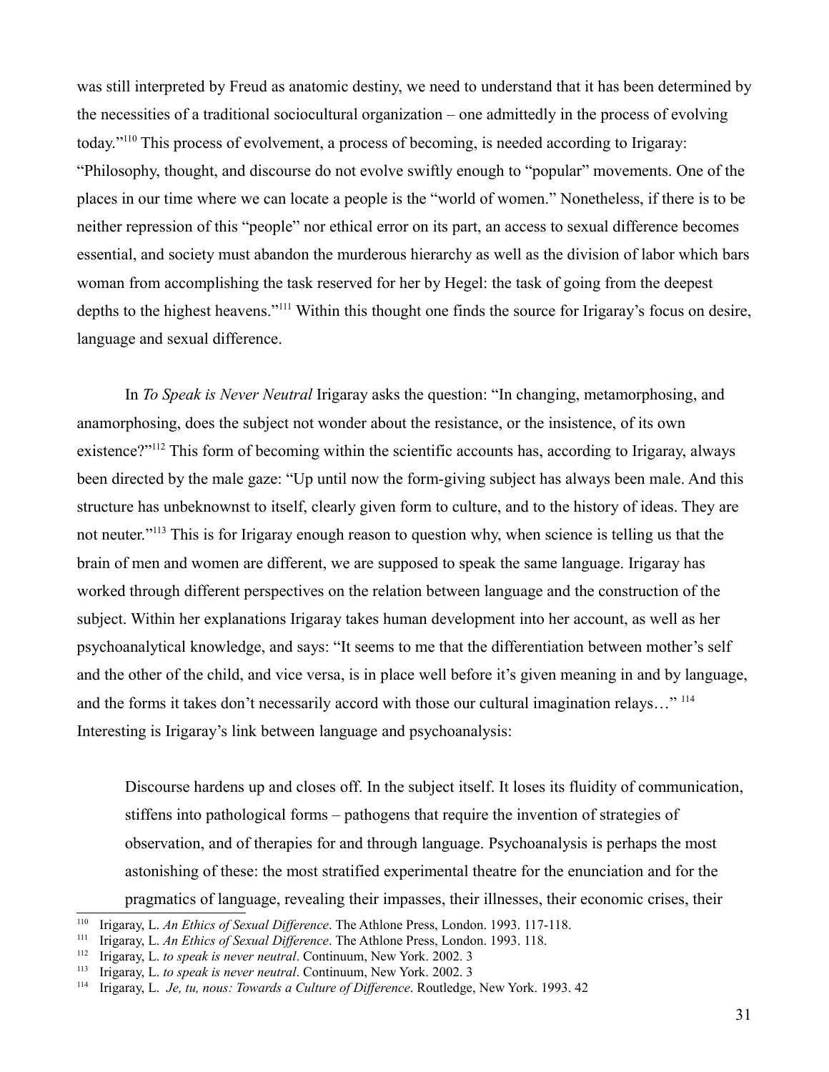was still interpreted by Freud as anatomic destiny, we need to understand that it has been determined by the necessities of a traditional sociocultural organization – one admittedly in the process of evolving today."[110] This process of evolvement, a process of becoming, is needed according to Irigaray: "Philosophy, thought, and discourse do not evolve swiftly enough to "popular" movements. One of the places in our time where we can locate a people is the "world of women." Nonetheless, if there is to be neither repression of this "people" nor ethical error on its part, an access to sexual difference becomes essential, and society must abandon the murderous hierarchy as well as the division of labor which bars woman from accomplishing the task reserved for her by Hegel: the task of going from the deepest depths to the highest heavens."[111] Within this thought one finds the source for Irigaray's focus on desire, language and sexual difference.

In *To Speak is Never Neutral* Irigaray asks the question: "In changing, metamorphosing, and anamorphosing, does the subject not wonder about the resistance, or the insistence, of its own existence?"[112] This form of becoming within the scientific accounts has, according to Irigaray, always been directed by the male gaze: "Up until now the form-giving subject has always been male. And this structure has unbeknownst to itself, clearly given form to culture, and to the history of ideas. They are not neuter."[113] This is for Irigaray enough reason to question why, when science is telling us that the brain of men and women are different, we are supposed to speak the same language. Irigaray has worked through different perspectives on the relation between language and the construction of the subject. Within her explanations Irigaray takes human development into her account, as well as her psychoanalytical knowledge, and says: "It seems to me that the differentiation between mother's self and the other of the child, and vice versa, is in place well before it's given meaning in and by language, and the forms it takes don't necessarily accord with those our cultural imagination relays…" [114] Interesting is Irigaray's link between language and psychoanalysis:

> Discourse hardens up and closes off. In the subject itself. It loses its fluidity of communication, stiffens into pathological forms – pathogens that require the invention of strategies of observation, and of therapies for and through language. Psychoanalysis is perhaps the most astonishing of these: the most stratified experimental theatre for the enunciation and for the pragmatics of language, revealing their impasses, their illnesses, their economic crises, their

[110] Irigaray, L. *An Ethics of Sexual Difference*. The Athlone Press, London. 1993. 117-118.

[111] Irigaray, L. *An Ethics of Sexual Difference*. The Athlone Press, London. 1993. 118.

[112] Irigaray, L. *to speak is never neutral*. Continuum, New York. 2002. 3

[113] Irigaray, L. *to speak is never neutral*. Continuum, New York. 2002. 3

[114] Irigaray, L. *Je, tu, nous: Towards a Culture of Difference*. Routledge, New York. 1993. 42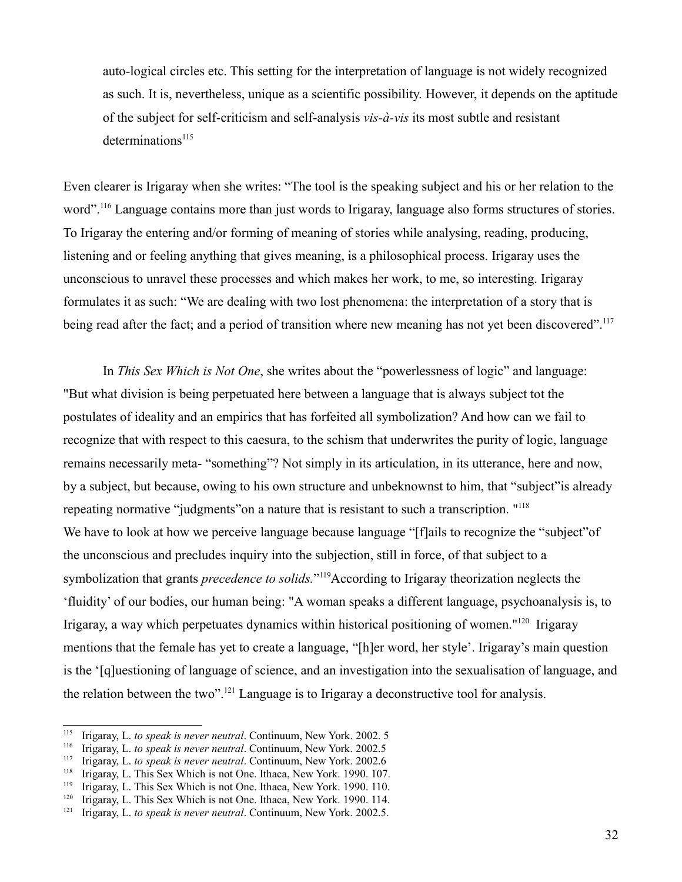> auto-logical circles etc. This setting for the interpretation of language is not widely recognized as such. It is, nevertheless, unique as a scientific possibility. However, it depends on the aptitude of the subject for self-criticism and self-analysis *vis-à-vis* its most subtle and resistant determinations[115]

Even clearer is Irigaray when she writes: "The tool is the speaking subject and his or her relation to the word".[116] Language contains more than just words to Irigaray, language also forms structures of stories. To Irigaray the entering and/or forming of meaning of stories while analysing, reading, producing, listening and or feeling anything that gives meaning, is a philosophical process. Irigaray uses the unconscious to unravel these processes and which makes her work, to me, so interesting. Irigaray formulates it as such: "We are dealing with two lost phenomena: the interpretation of a story that is being read after the fact; and a period of transition where new meaning has not yet been discovered".[117]

In *This Sex Which is Not One*, she writes about the "powerlessness of logic" and language: "But what division is being perpetuated here between a language that is always subject tot the postulates of ideality and an empirics that has forfeited all symbolization? And how can we fail to recognize that with respect to this caesura, to the schism that underwrites the purity of logic, language remains necessarily meta- "something"? Not simply in its articulation, in its utterance, here and now, by a subject, but because, owing to his own structure and unbeknownst to him, that "subject"is already repeating normative "judgments"on a nature that is resistant to such a transcription. "[118]
We have to look at how we perceive language because language "[f]ails to recognize the "subject"of the unconscious and precludes inquiry into the subjection, still in force, of that subject to a symbolization that grants *precedence to solids.*"[119]According to Irigaray theorization neglects the 'fluidity' of our bodies, our human being: "A woman speaks a different language, psychoanalysis is, to Irigaray, a way which perpetuates dynamics within historical positioning of women."[120] Irigaray mentions that the female has yet to create a language, "[h]er word, her style'. Irigaray's main question is the '[q]uestioning of language of science, and an investigation into the sexualisation of language, and the relation between the two".[121] Language is to Irigaray a deconstructive tool for analysis.

---

[115] Irigaray, L. *to speak is never neutral*. Continuum, New York. 2002. 5
[116] Irigaray, L. *to speak is never neutral*. Continuum, New York. 2002.5
[117] Irigaray, L. *to speak is never neutral*. Continuum, New York. 2002.6
[118] Irigaray, L. This Sex Which is not One. Ithaca, New York. 1990. 107.
[119] Irigaray, L. This Sex Which is not One. Ithaca, New York. 1990. 110.
[120] Irigaray, L. This Sex Which is not One. Ithaca, New York. 1990. 114.
[121] Irigaray, L. *to speak is never neutral*. Continuum, New York. 2002.5.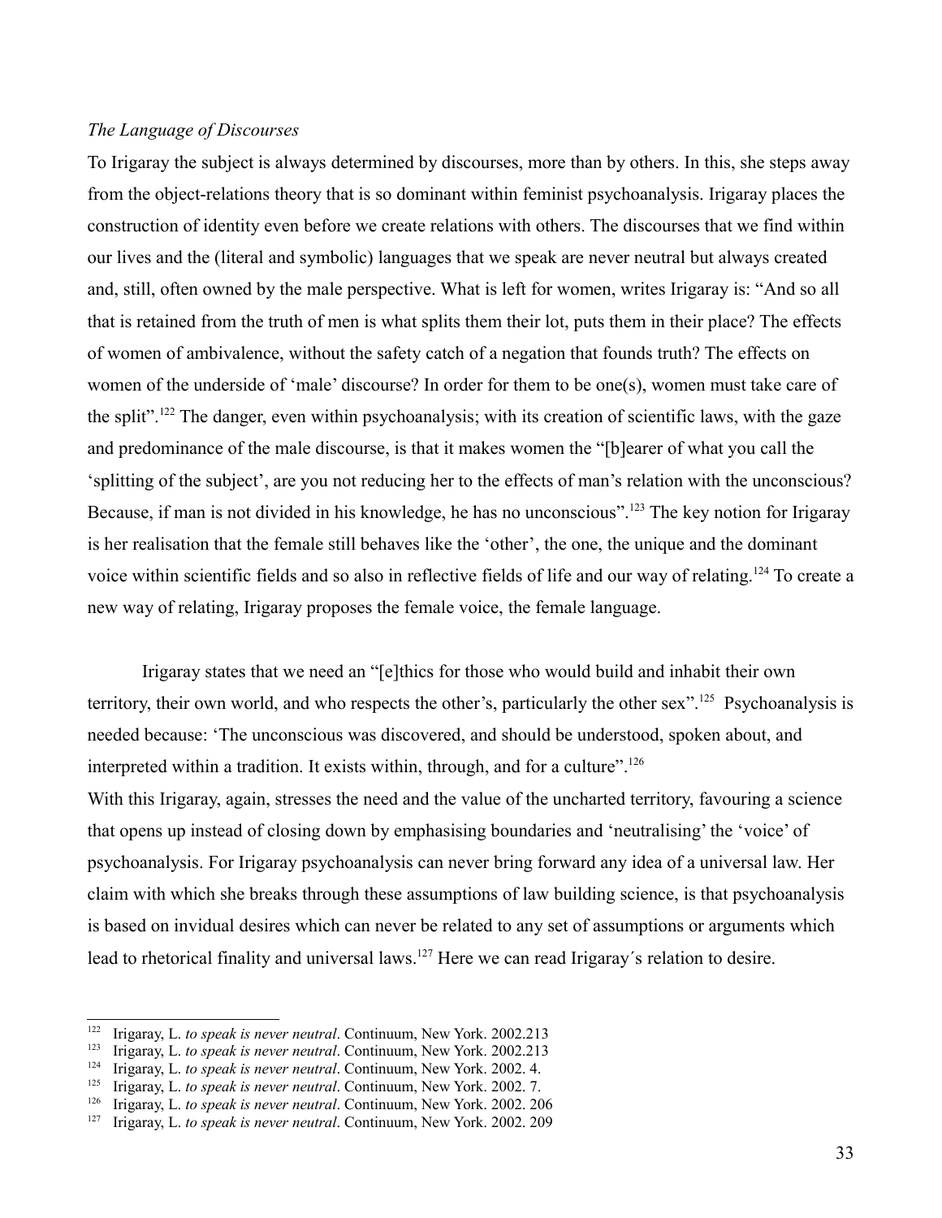*The Language of Discourses*

To Irigaray the subject is always determined by discourses, more than by others. In this, she steps away from the object-relations theory that is so dominant within feminist psychoanalysis. Irigaray places the construction of identity even before we create relations with others. The discourses that we find within our lives and the (literal and symbolic) languages that we speak are never neutral but always created and, still, often owned by the male perspective. What is left for women, writes Irigaray is: "And so all that is retained from the truth of men is what splits them their lot, puts them in their place? The effects of women of ambivalence, without the safety catch of a negation that founds truth? The effects on women of the underside of 'male' discourse? In order for them to be one(s), women must take care of the split".[122] The danger, even within psychoanalysis; with its creation of scientific laws, with the gaze and predominance of the male discourse, is that it makes women the "[b]earer of what you call the 'splitting of the subject', are you not reducing her to the effects of man's relation with the unconscious? Because, if man is not divided in his knowledge, he has no unconscious".[123] The key notion for Irigaray is her realisation that the female still behaves like the 'other', the one, the unique and the dominant voice within scientific fields and so also in reflective fields of life and our way of relating.[124] To create a new way of relating, Irigaray proposes the female voice, the female language.

Irigaray states that we need an "[e]thics for those who would build and inhabit their own territory, their own world, and who respects the other's, particularly the other sex".[125] Psychoanalysis is needed because: 'The unconscious was discovered, and should be understood, spoken about, and interpreted within a tradition. It exists within, through, and for a culture".[126]

With this Irigaray, again, stresses the need and the value of the uncharted territory, favouring a science that opens up instead of closing down by emphasising boundaries and 'neutralising' the 'voice' of psychoanalysis. For Irigaray psychoanalysis can never bring forward any idea of a universal law. Her claim with which she breaks through these assumptions of law building science, is that psychoanalysis is based on invidual desires which can never be related to any set of assumptions or arguments which lead to rhetorical finality and universal laws.[127] Here we can read Irigaray´s relation to desire.

---

[122] Irigaray, L. *to speak is never neutral*. Continuum, New York. 2002.213

[123] Irigaray, L. *to speak is never neutral*. Continuum, New York. 2002.213

[124] Irigaray, L. *to speak is never neutral*. Continuum, New York. 2002. 4.

[125] Irigaray, L. *to speak is never neutral*. Continuum, New York. 2002. 7.

[126] Irigaray, L. *to speak is never neutral*. Continuum, New York. 2002. 206

[127] Irigaray, L. *to speak is never neutral*. Continuum, New York. 2002. 209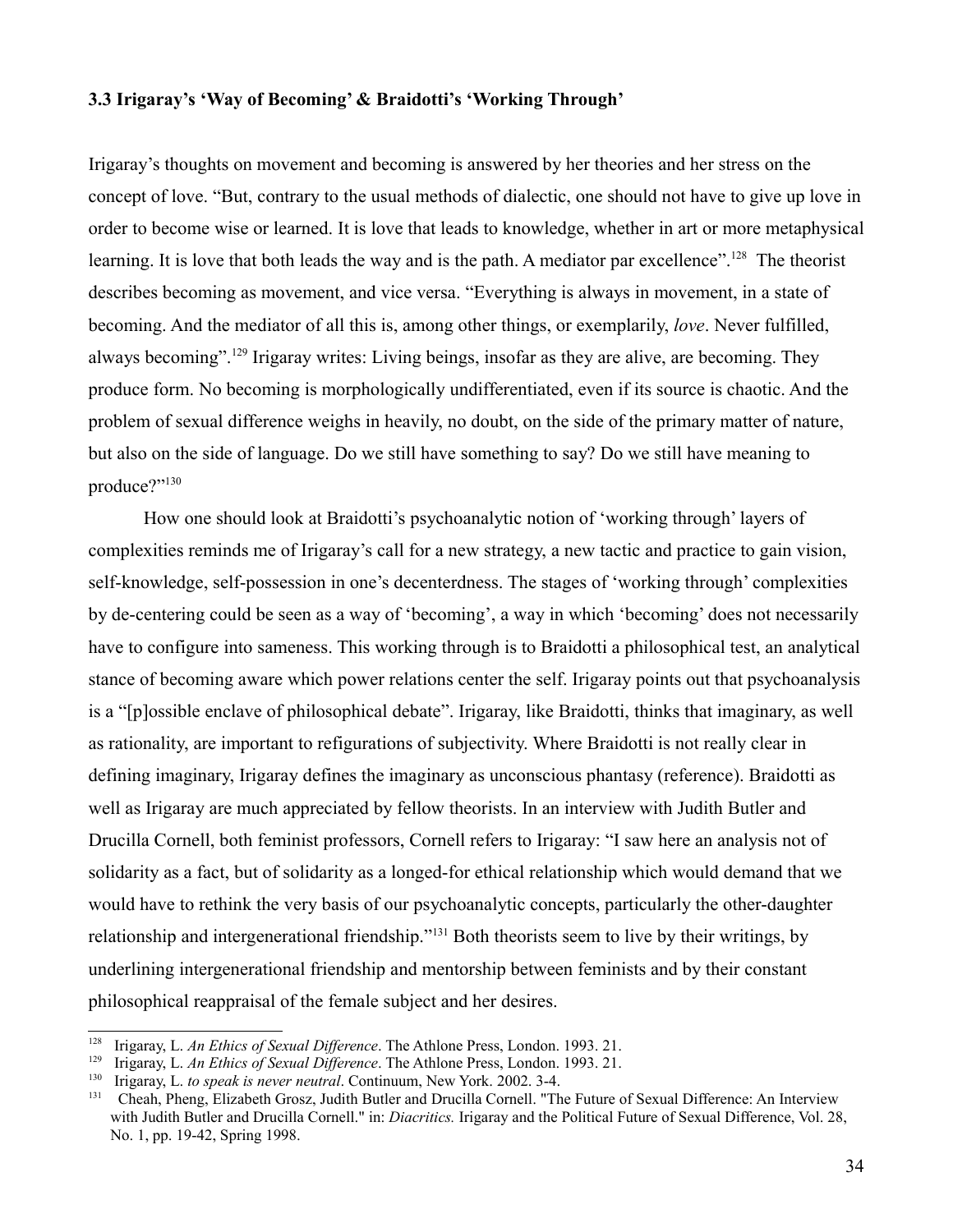### 3.3 Irigaray's 'Way of Becoming' & Braidotti's 'Working Through'

Irigaray's thoughts on movement and becoming is answered by her theories and her stress on the concept of love. "But, contrary to the usual methods of dialectic, one should not have to give up love in order to become wise or learned. It is love that leads to knowledge, whether in art or more metaphysical learning. It is love that both leads the way and is the path. A mediator par excellence".[128] The theorist describes becoming as movement, and vice versa. "Everything is always in movement, in a state of becoming. And the mediator of all this is, among other things, or exemplarily, *love*. Never fulfilled, always becoming".[129] Irigaray writes: Living beings, insofar as they are alive, are becoming. They produce form. No becoming is morphologically undifferentiated, even if its source is chaotic. And the problem of sexual difference weighs in heavily, no doubt, on the side of the primary matter of nature, but also on the side of language. Do we still have something to say? Do we still have meaning to produce?"[130]

How one should look at Braidotti's psychoanalytic notion of 'working through' layers of complexities reminds me of Irigaray's call for a new strategy, a new tactic and practice to gain vision, self-knowledge, self-possession in one's decenterdness. The stages of 'working through' complexities by de-centering could be seen as a way of 'becoming', a way in which 'becoming' does not necessarily have to configure into sameness. This working through is to Braidotti a philosophical test, an analytical stance of becoming aware which power relations center the self. Irigaray points out that psychoanalysis is a "[p]ossible enclave of philosophical debate". Irigaray, like Braidotti, thinks that imaginary, as well as rationality, are important to refigurations of subjectivity. Where Braidotti is not really clear in defining imaginary, Irigaray defines the imaginary as unconscious phantasy (reference). Braidotti as well as Irigaray are much appreciated by fellow theorists. In an interview with Judith Butler and Drucilla Cornell, both feminist professors, Cornell refers to Irigaray: "I saw here an analysis not of solidarity as a fact, but of solidarity as a longed-for ethical relationship which would demand that we would have to rethink the very basis of our psychoanalytic concepts, particularly the other-daughter relationship and intergenerational friendship."[131] Both theorists seem to live by their writings, by underlining intergenerational friendship and mentorship between feminists and by their constant philosophical reappraisal of the female subject and her desires.

---

[128] Irigaray, L. *An Ethics of Sexual Difference*. The Athlone Press, London. 1993. 21.

[129] Irigaray, L. *An Ethics of Sexual Difference*. The Athlone Press, London. 1993. 21.

[130] Irigaray, L. *to speak is never neutral*. Continuum, New York. 2002. 3-4.

[131] Cheah, Pheng, Elizabeth Grosz, Judith Butler and Drucilla Cornell. "The Future of Sexual Difference: An Interview with Judith Butler and Drucilla Cornell." in: *Diacritics.* Irigaray and the Political Future of Sexual Difference, Vol. 28, No. 1, pp. 19-42, Spring 1998.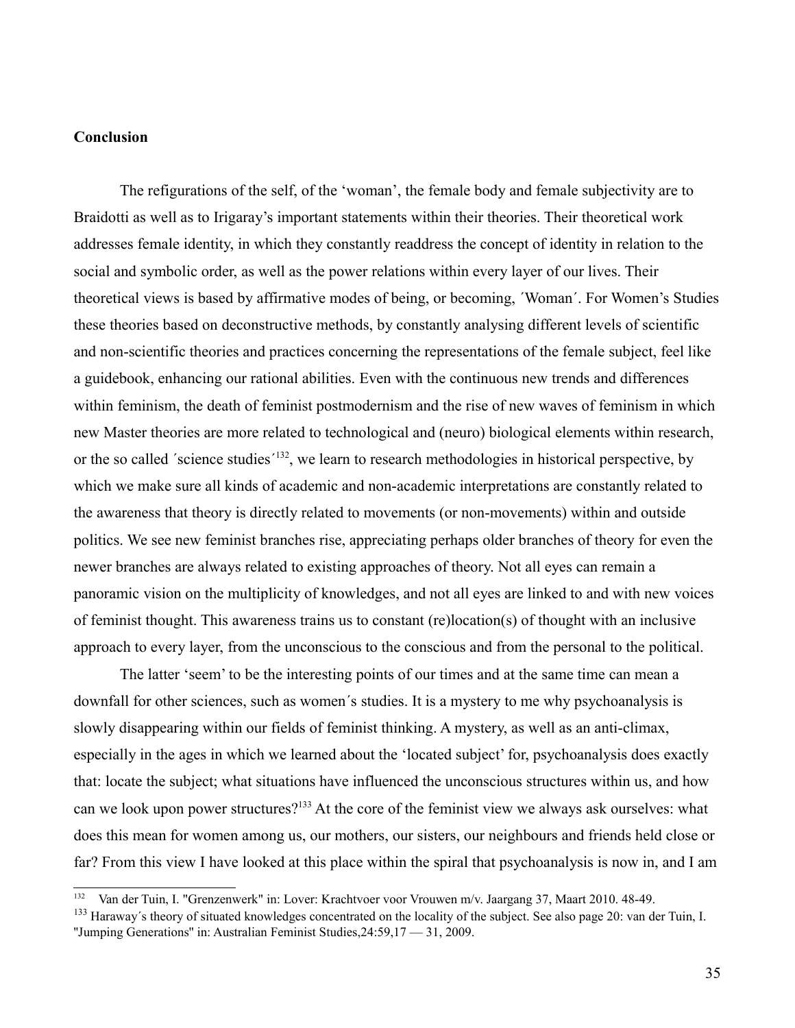**Conclusion**

The refigurations of the self, of the 'woman', the female body and female subjectivity are to Braidotti as well as to Irigaray's important statements within their theories. Their theoretical work addresses female identity, in which they constantly readdress the concept of identity in relation to the social and symbolic order, as well as the power relations within every layer of our lives. Their theoretical views is based by affirmative modes of being, or becoming, ´Woman´. For Women's Studies these theories based on deconstructive methods, by constantly analysing different levels of scientific and non-scientific theories and practices concerning the representations of the female subject, feel like a guidebook, enhancing our rational abilities. Even with the continuous new trends and differences within feminism, the death of feminist postmodernism and the rise of new waves of feminism in which new Master theories are more related to technological and (neuro) biological elements within research, or the so called ´science studies´[132], we learn to research methodologies in historical perspective, by which we make sure all kinds of academic and non-academic interpretations are constantly related to the awareness that theory is directly related to movements (or non-movements) within and outside politics. We see new feminist branches rise, appreciating perhaps older branches of theory for even the newer branches are always related to existing approaches of theory. Not all eyes can remain a panoramic vision on the multiplicity of knowledges, and not all eyes are linked to and with new voices of feminist thought. This awareness trains us to constant (re)location(s) of thought with an inclusive approach to every layer, from the unconscious to the conscious and from the personal to the political.

The latter 'seem' to be the interesting points of our times and at the same time can mean a downfall for other sciences, such as women´s studies. It is a mystery to me why psychoanalysis is slowly disappearing within our fields of feminist thinking. A mystery, as well as an anti-climax, especially in the ages in which we learned about the 'located subject' for, psychoanalysis does exactly that: locate the subject; what situations have influenced the unconscious structures within us, and how can we look upon power structures?[133] At the core of the feminist view we always ask ourselves: what does this mean for women among us, our mothers, our sisters, our neighbours and friends held close or far? From this view I have looked at this place within the spiral that psychoanalysis is now in, and I am

---

[132] Van der Tuin, I. "Grenzenwerk" in: Lover: Krachtvoer voor Vrouwen m/v. Jaargang 37, Maart 2010. 48-49.

[133] Haraway´s theory of situated knowledges concentrated on the locality of the subject. See also page 20: van der Tuin, I. "Jumping Generations" in: Australian Feminist Studies,24:59,17 — 31, 2009.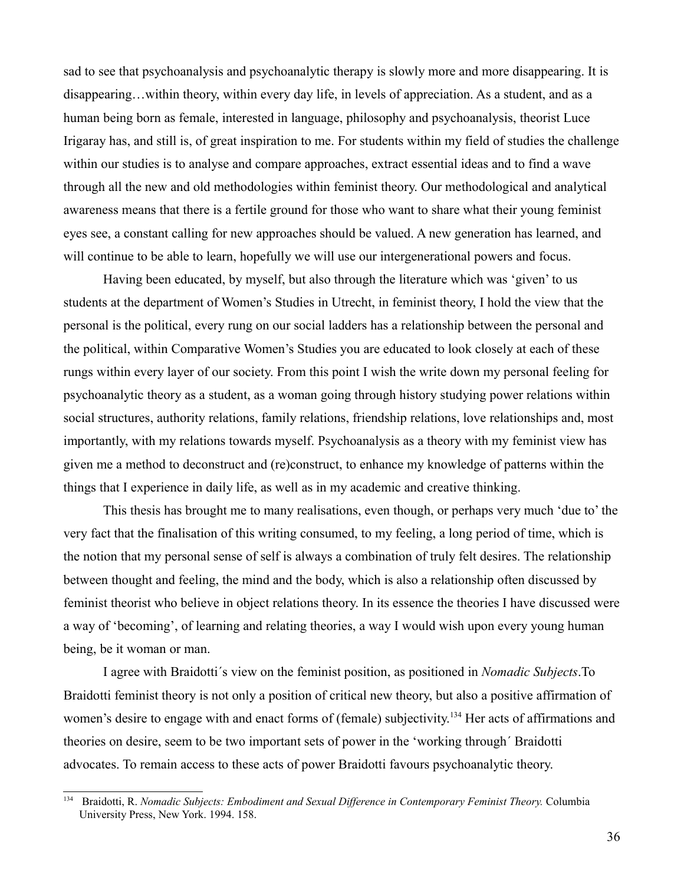sad to see that psychoanalysis and psychoanalytic therapy is slowly more and more disappearing. It is disappearing…within theory, within every day life, in levels of appreciation. As a student, and as a human being born as female, interested in language, philosophy and psychoanalysis, theorist Luce Irigaray has, and still is, of great inspiration to me. For students within my field of studies the challenge within our studies is to analyse and compare approaches, extract essential ideas and to find a wave through all the new and old methodologies within feminist theory. Our methodological and analytical awareness means that there is a fertile ground for those who want to share what their young feminist eyes see, a constant calling for new approaches should be valued. A new generation has learned, and will continue to be able to learn, hopefully we will use our intergenerational powers and focus.

Having been educated, by myself, but also through the literature which was 'given' to us students at the department of Women's Studies in Utrecht, in feminist theory, I hold the view that the personal is the political, every rung on our social ladders has a relationship between the personal and the political, within Comparative Women's Studies you are educated to look closely at each of these rungs within every layer of our society. From this point I wish the write down my personal feeling for psychoanalytic theory as a student, as a woman going through history studying power relations within social structures, authority relations, family relations, friendship relations, love relationships and, most importantly, with my relations towards myself. Psychoanalysis as a theory with my feminist view has given me a method to deconstruct and (re)construct, to enhance my knowledge of patterns within the things that I experience in daily life, as well as in my academic and creative thinking.

This thesis has brought me to many realisations, even though, or perhaps very much 'due to' the very fact that the finalisation of this writing consumed, to my feeling, a long period of time, which is the notion that my personal sense of self is always a combination of truly felt desires. The relationship between thought and feeling, the mind and the body, which is also a relationship often discussed by feminist theorist who believe in object relations theory. In its essence the theories I have discussed were a way of 'becoming', of learning and relating theories, a way I would wish upon every young human being, be it woman or man.

I agree with Braidotti´s view on the feminist position, as positioned in *Nomadic Subjects*.To Braidotti feminist theory is not only a position of critical new theory, but also a positive affirmation of women's desire to engage with and enact forms of (female) subjectivity.[134] Her acts of affirmations and theories on desire, seem to be two important sets of power in the 'working through´ Braidotti advocates. To remain access to these acts of power Braidotti favours psychoanalytic theory.

---

[134] Braidotti, R. *Nomadic Subjects: Embodiment and Sexual Difference in Contemporary Feminist Theory.* Columbia University Press, New York. 1994. 158.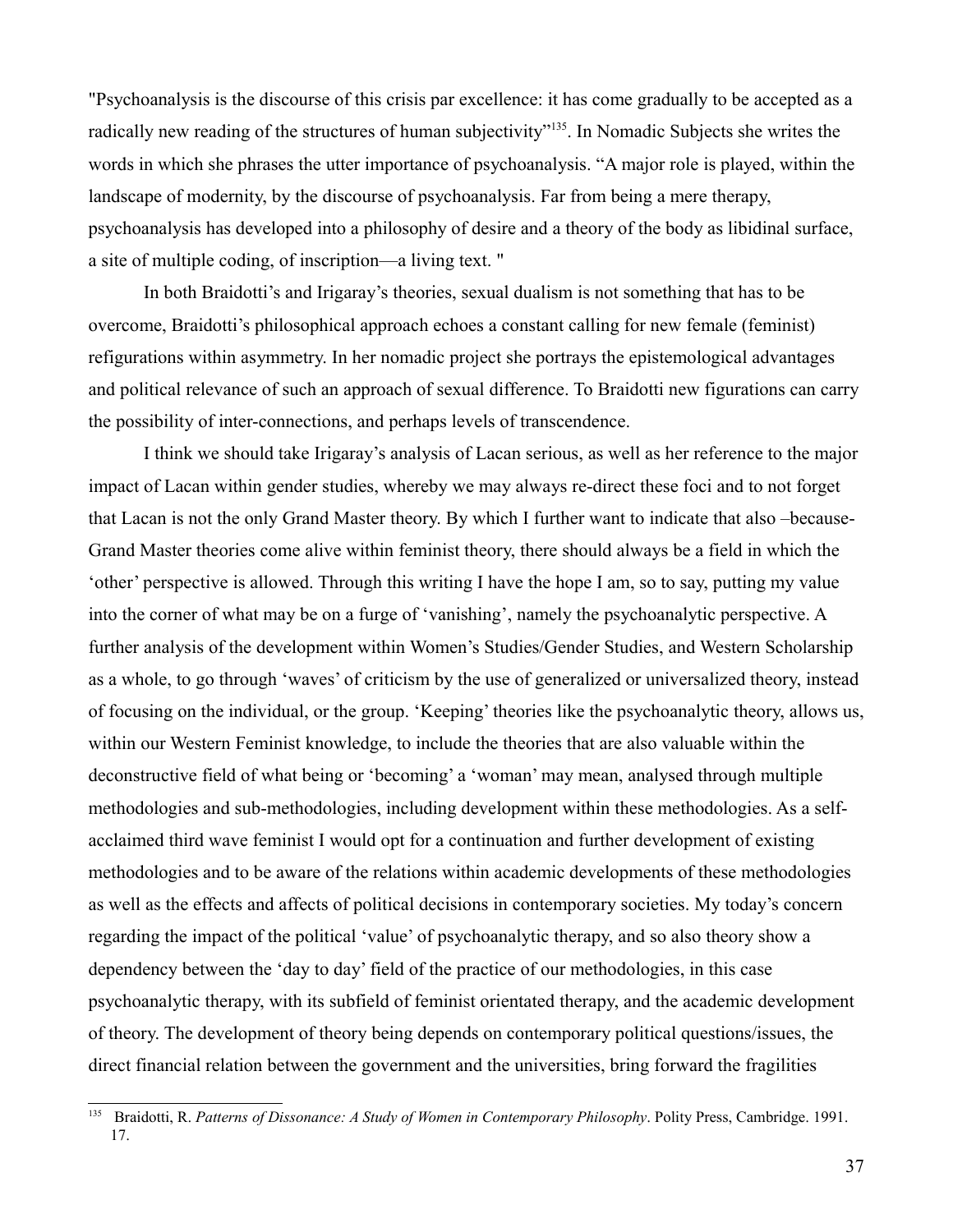"Psychoanalysis is the discourse of this crisis par excellence: it has come gradually to be accepted as a radically new reading of the structures of human subjectivity"[135]. In Nomadic Subjects she writes the words in which she phrases the utter importance of psychoanalysis. "A major role is played, within the landscape of modernity, by the discourse of psychoanalysis. Far from being a mere therapy, psychoanalysis has developed into a philosophy of desire and a theory of the body as libidinal surface, a site of multiple coding, of inscription—a living text. "

In both Braidotti's and Irigaray's theories, sexual dualism is not something that has to be overcome, Braidotti's philosophical approach echoes a constant calling for new female (feminist) refigurations within asymmetry. In her nomadic project she portrays the epistemological advantages and political relevance of such an approach of sexual difference. To Braidotti new figurations can carry the possibility of inter-connections, and perhaps levels of transcendence.

I think we should take Irigaray's analysis of Lacan serious, as well as her reference to the major impact of Lacan within gender studies, whereby we may always re-direct these foci and to not forget that Lacan is not the only Grand Master theory. By which I further want to indicate that also –because- Grand Master theories come alive within feminist theory, there should always be a field in which the 'other' perspective is allowed. Through this writing I have the hope I am, so to say, putting my value into the corner of what may be on a furge of 'vanishing', namely the psychoanalytic perspective. A further analysis of the development within Women's Studies/Gender Studies, and Western Scholarship as a whole, to go through 'waves' of criticism by the use of generalized or universalized theory, instead of focusing on the individual, or the group. 'Keeping' theories like the psychoanalytic theory, allows us, within our Western Feminist knowledge, to include the theories that are also valuable within the deconstructive field of what being or 'becoming' a 'woman' may mean, analysed through multiple methodologies and sub-methodologies, including development within these methodologies. As a self-acclaimed third wave feminist I would opt for a continuation and further development of existing methodologies and to be aware of the relations within academic developments of these methodologies as well as the effects and affects of political decisions in contemporary societies. My today's concern regarding the impact of the political 'value' of psychoanalytic therapy, and so also theory show a dependency between the 'day to day' field of the practice of our methodologies, in this case psychoanalytic therapy, with its subfield of feminist orientated therapy, and the academic development of theory. The development of theory being depends on contemporary political questions/issues, the direct financial relation between the government and the universities, bring forward the fragilities

---

[135] Braidotti, R. *Patterns of Dissonance: A Study of Women in Contemporary Philosophy*. Polity Press, Cambridge. 1991. 17.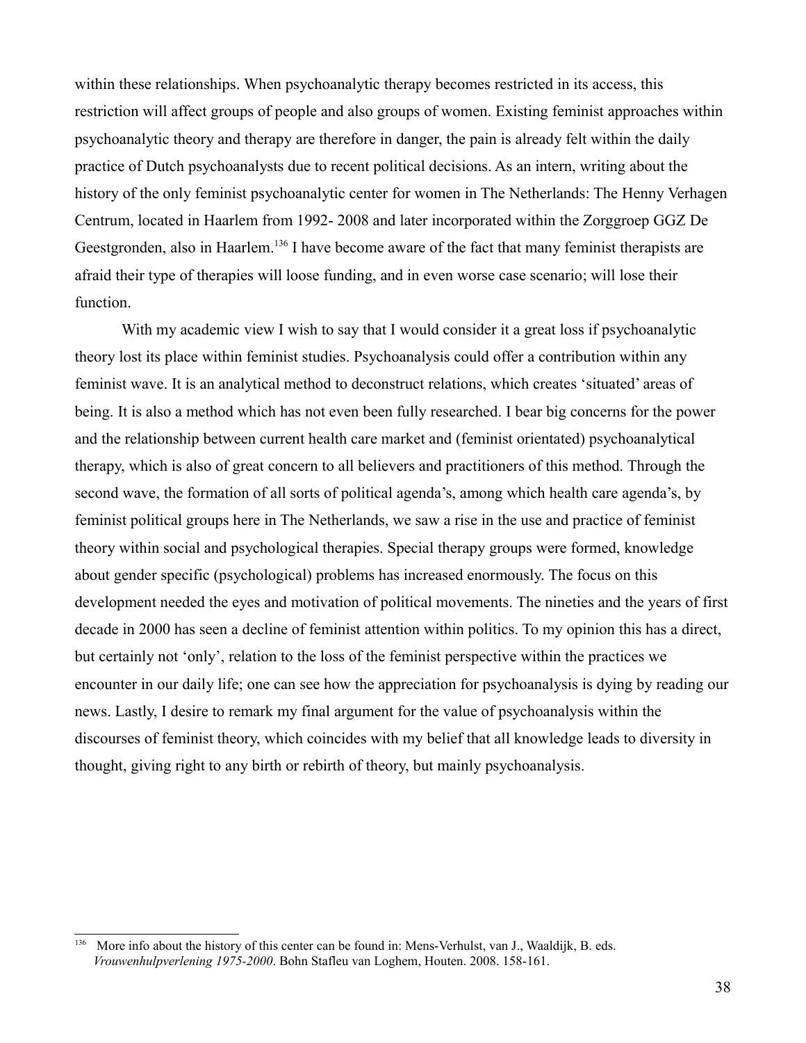within these relationships. When psychoanalytic therapy becomes restricted in its access, this restriction will affect groups of people and also groups of women. Existing feminist approaches within psychoanalytic theory and therapy are therefore in danger, the pain is already felt within the daily practice of Dutch psychoanalysts due to recent political decisions. As an intern, writing about the history of the only feminist psychoanalytic center for women in The Netherlands: The Henny Verhagen Centrum, located in Haarlem from 1992- 2008 and later incorporated within the Zorggroep GGZ De Geestgronden, also in Haarlem.[136] I have become aware of the fact that many feminist therapists are afraid their type of therapies will loose funding, and in even worse case scenario; will lose their function.

With my academic view I wish to say that I would consider it a great loss if psychoanalytic theory lost its place within feminist studies. Psychoanalysis could offer a contribution within any feminist wave. It is an analytical method to deconstruct relations, which creates 'situated' areas of being. It is also a method which has not even been fully researched. I bear big concerns for the power and the relationship between current health care market and (feminist orientated) psychoanalytical therapy, which is also of great concern to all believers and practitioners of this method. Through the second wave, the formation of all sorts of political agenda's, among which health care agenda's, by feminist political groups here in The Netherlands, we saw a rise in the use and practice of feminist theory within social and psychological therapies. Special therapy groups were formed, knowledge about gender specific (psychological) problems has increased enormously. The focus on this development needed the eyes and motivation of political movements. The nineties and the years of first decade in 2000 has seen a decline of feminist attention within politics. To my opinion this has a direct, but certainly not 'only', relation to the loss of the feminist perspective within the practices we encounter in our daily life; one can see how the appreciation for psychoanalysis is dying by reading our news. Lastly, I desire to remark my final argument for the value of psychoanalysis within the discourses of feminist theory, which coincides with my belief that all knowledge leads to diversity in thought, giving right to any birth or rebirth of theory, but mainly psychoanalysis.

---

[136] More info about the history of this center can be found in: Mens-Verhulst, van J., Waaldijk, B. eds. *Vrouwenhulpverlening 1975-2000*. Bohn Stafleu van Loghem, Houten. 2008. 158-161.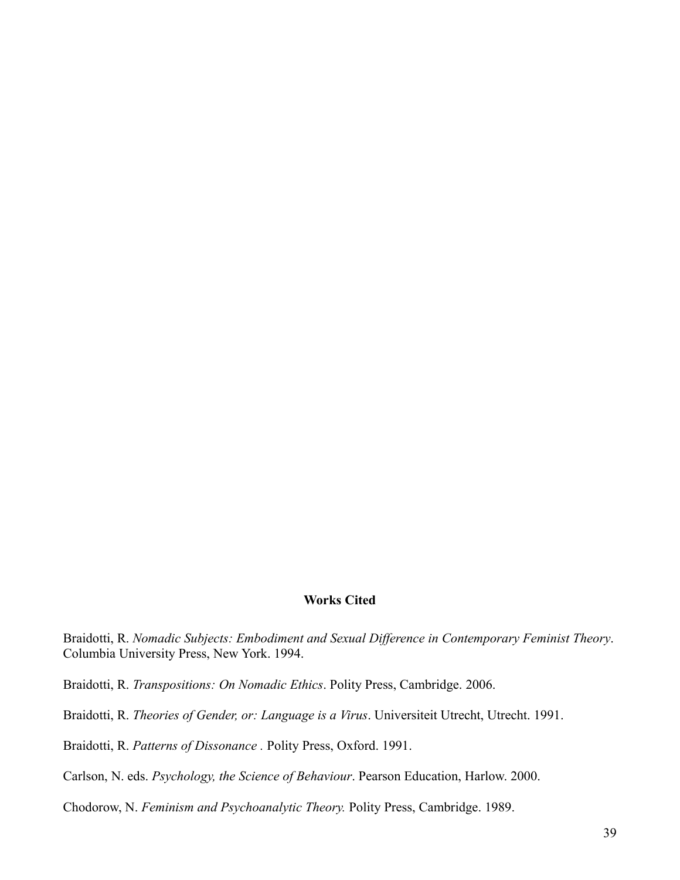## Works Cited

Braidotti, R. *Nomadic Subjects: Embodiment and Sexual Difference in Contemporary Feminist Theory*. Columbia University Press, New York. 1994.

Braidotti, R. *Transpositions: On Nomadic Ethics*. Polity Press, Cambridge. 2006.

Braidotti, R. *Theories of Gender, or: Language is a Virus*. Universiteit Utrecht, Utrecht. 1991.

Braidotti, R. *Patterns of Dissonance* . Polity Press, Oxford. 1991.

Carlson, N. eds. *Psychology, the Science of Behaviour*. Pearson Education, Harlow. 2000.

Chodorow, N. *Feminism and Psychoanalytic Theory.* Polity Press, Cambridge. 1989.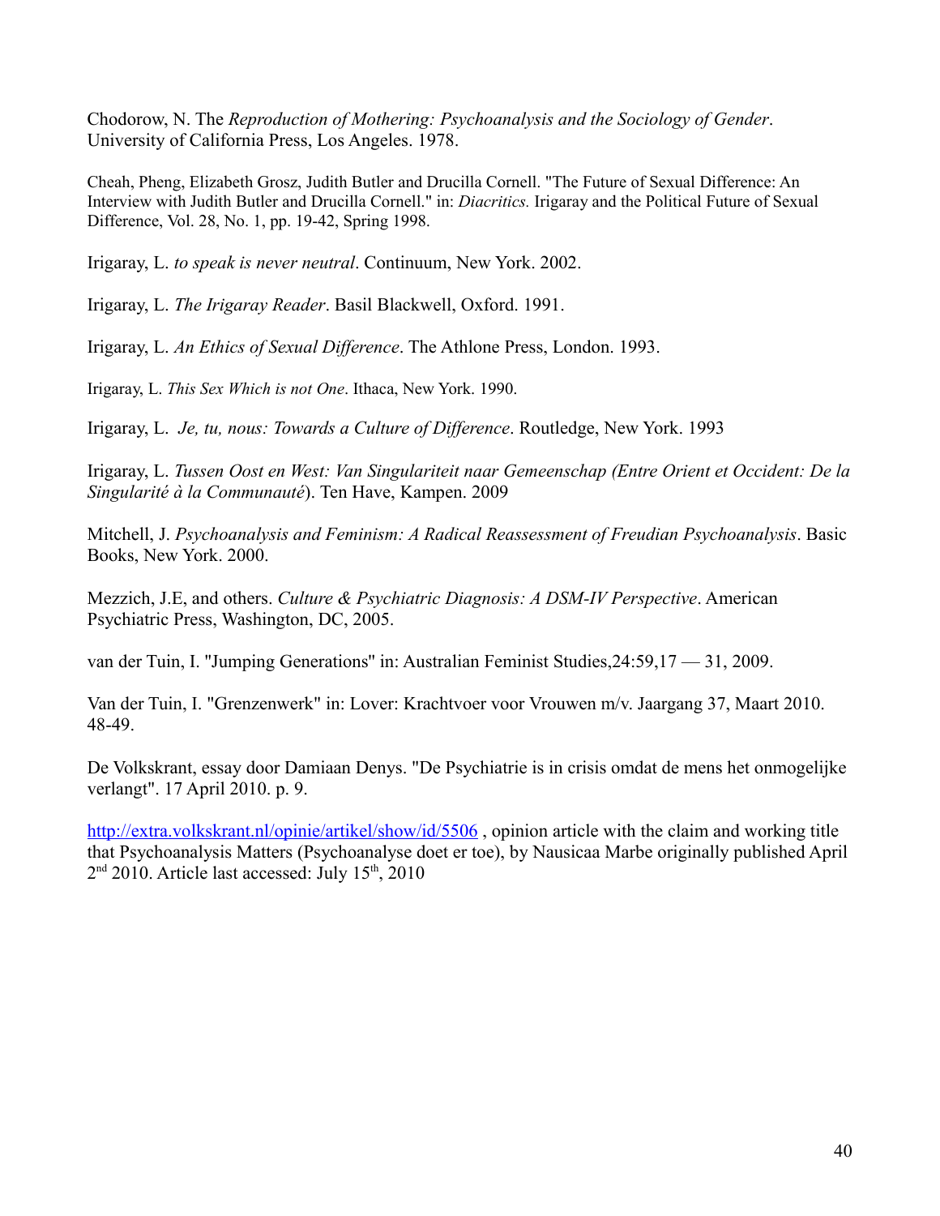Chodorow, N. The *Reproduction of Mothering: Psychoanalysis and the Sociology of Gender*. University of California Press, Los Angeles. 1978.

Cheah, Pheng, Elizabeth Grosz, Judith Butler and Drucilla Cornell. "The Future of Sexual Difference: An Interview with Judith Butler and Drucilla Cornell." in: *Diacritics.* Irigaray and the Political Future of Sexual Difference, Vol. 28, No. 1, pp. 19-42, Spring 1998.

Irigaray, L. *to speak is never neutral*. Continuum, New York. 2002.

Irigaray, L. *The Irigaray Reader*. Basil Blackwell, Oxford. 1991.

Irigaray, L. *An Ethics of Sexual Difference*. The Athlone Press, London. 1993.

Irigaray, L. *This Sex Which is not One*. Ithaca, New York. 1990.

Irigaray, L. *Je, tu, nous: Towards a Culture of Difference*. Routledge, New York. 1993

Irigaray, L. *Tussen Oost en West: Van Singulariteit naar Gemeenschap (Entre Orient et Occident: De la Singularité à la Communauté*). Ten Have, Kampen. 2009

Mitchell, J. *Psychoanalysis and Feminism: A Radical Reassessment of Freudian Psychoanalysis*. Basic Books, New York. 2000.

Mezzich, J.E, and others. *Culture & Psychiatric Diagnosis: A DSM-IV Perspective*. American Psychiatric Press, Washington, DC, 2005.

van der Tuin, I. "Jumping Generations" in: Australian Feminist Studies,24:59,17 — 31, 2009.

Van der Tuin, I. "Grenzenwerk" in: Lover: Krachtvoer voor Vrouwen m/v. Jaargang 37, Maart 2010. 48-49.

De Volkskrant, essay door Damiaan Denys. "De Psychiatrie is in crisis omdat de mens het onmogelijke verlangt". 17 April 2010. p. 9.

http://extra.volkskrant.nl/opinie/artikel/show/id/5506 , opinion article with the claim and working title that Psychoanalysis Matters (Psychoanalyse doet er toe), by Nausicaa Marbe originally published April 2nd 2010. Article last accessed: July 15th, 2010